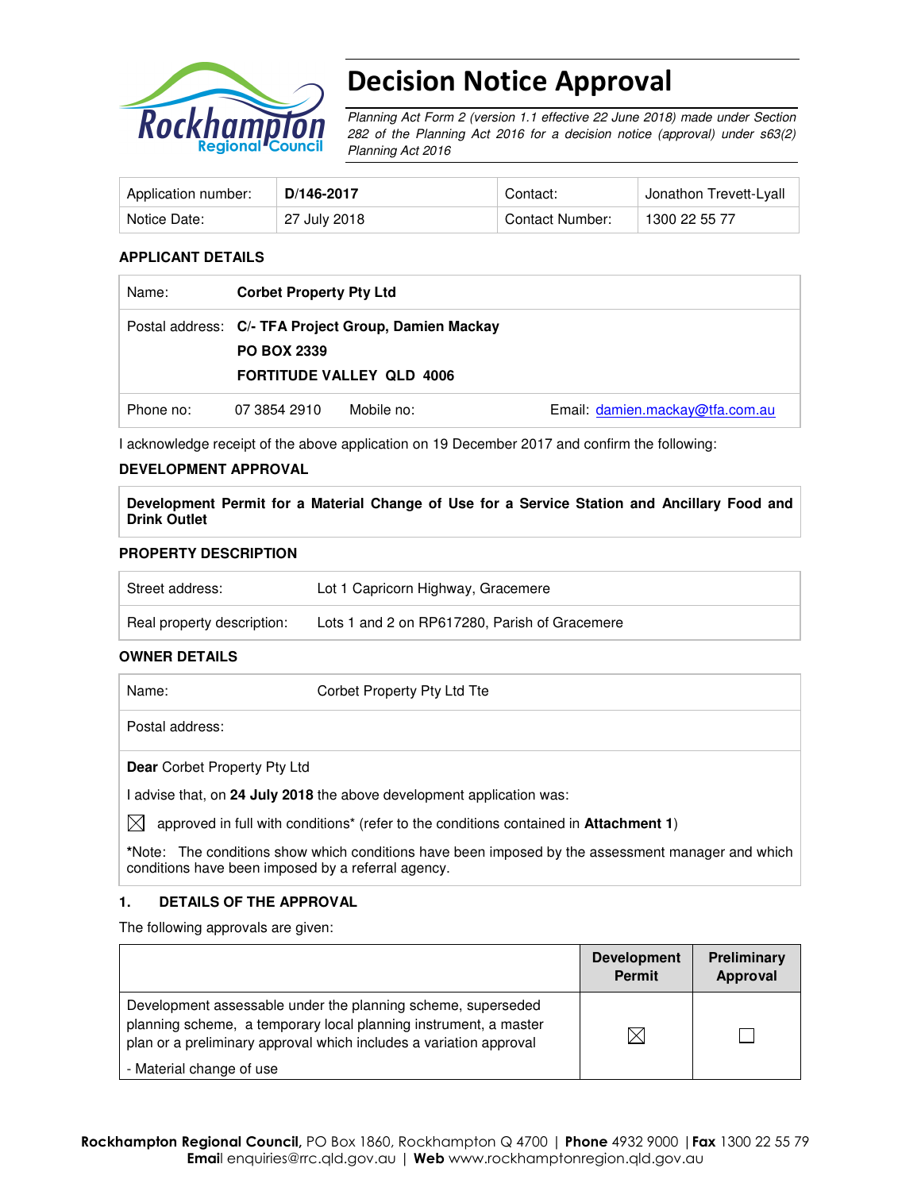# Decision Notice Approval

*Planning Act Form 2 (version 1.1 effective 22 June 2018) made under Section 282 of the Planning Act 2016 for a decision notice (approval) under s63(2) Planning Act 2016*

| Application number: | **D/146-2017** | Contact: | Jonathon Trevett-Lyall |
|---|---|---|---|
| Notice Date: | 27 July 2018 | Contact Number: | 1300 22 55 77 |

### APPLICANT DETAILS

| | | | |
|---|---|---|---|
| Name: | **Corbet Property Pty Ltd** | | |
| Postal address: | **C/- TFA Project Group, Damien Mackay**<br>**PO BOX 2339**<br>**FORTITUDE VALLEY QLD 4006** | | |
| Phone no: | 07 3854 2910 | Mobile no: | Email: damien.mackay@tfa.com.au |

I acknowledge receipt of the above application on 19 December 2017 and confirm the following:

### DEVELOPMENT APPROVAL

**Development Permit for a Material Change of Use for a Service Station and Ancillary Food and Drink Outlet**

### PROPERTY DESCRIPTION

| | |
|---|---|
| Street address: | Lot 1 Capricorn Highway, Gracemere |
| Real property description: | Lots 1 and 2 on RP617280, Parish of Gracemere |

### OWNER DETAILS

| | |
|---|---|
| Name: | Corbet Property Pty Ltd Tte |
| Postal address: | |

**Dear** Corbet Property Pty Ltd

I advise that, on **24 July 2018** the above development application was:

☒ approved in full with conditions* (refer to the conditions contained in **Attachment 1**)

***Note:** The conditions show which conditions have been imposed by the assessment manager and which conditions have been imposed by a referral agency.

### 1. DETAILS OF THE APPROVAL

The following approvals are given:

| | Development Permit | Preliminary Approval |
|---|---|---|
| Development assessable under the planning scheme, superseded planning scheme, a temporary local planning instrument, a master plan or a preliminary approval which includes a variation approval<br>- Material change of use | ☒ | ☐ |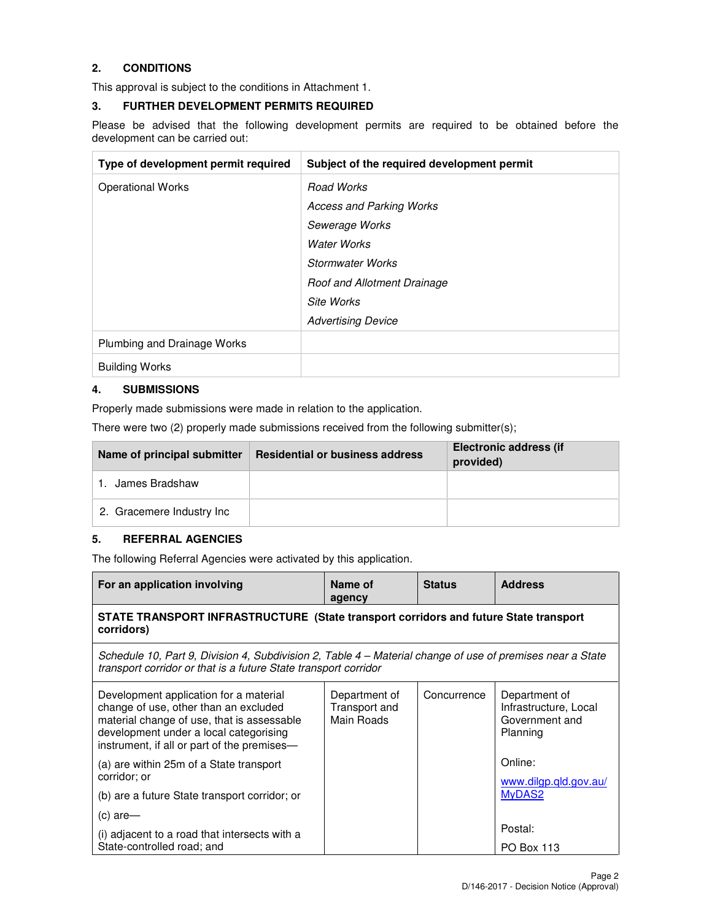## 2. CONDITIONS

This approval is subject to the conditions in Attachment 1.

## 3. FURTHER DEVELOPMENT PERMITS REQUIRED

Please be advised that the following development permits are required to be obtained before the development can be carried out:

| Type of development permit required | Subject of the required development permit |
|---|---|
| Operational Works | *Road Works*<br>*Access and Parking Works*<br>*Sewerage Works*<br>*Water Works*<br>*Stormwater Works*<br>*Roof and Allotment Drainage*<br>*Site Works*<br>*Advertising Device* |
| Plumbing and Drainage Works | |
| Building Works | |

## 4. SUBMISSIONS

Properly made submissions were made in relation to the application.

There were two (2) properly made submissions received from the following submitter(s);

| Name of principal submitter | Residential or business address | Electronic address (if provided) |
|---|---|---|
| 1. James Bradshaw | | |
| 2. Gracemere Industry Inc | | |

## 5. REFERRAL AGENCIES

The following Referral Agencies were activated by this application.

| For an application involving | Name of agency | Status | Address |
|---|---|---|---|
| **STATE TRANSPORT INFRASTRUCTURE (State transport corridors and future State transport corridors)** | | | |
| *Schedule 10, Part 9, Division 4, Subdivision 2, Table 4 – Material change of use of premises near a State transport corridor or that is a future State transport corridor* | | | |
| Development application for a material change of use, other than an excluded material change of use, that is assessable development under a local categorising instrument, if all or part of the premises—<br>(a) are within 25m of a State transport corridor; or<br>(b) are a future State transport corridor; or<br>(c) are—<br>(i) adjacent to a road that intersects with a State-controlled road; and | Department of Transport and Main Roads | Concurrence | Department of Infrastructure, Local Government and Planning<br><br>Online:<br>www.dilgp.qld.gov.au/MyDAS2<br><br>Postal:<br>PO Box 113 |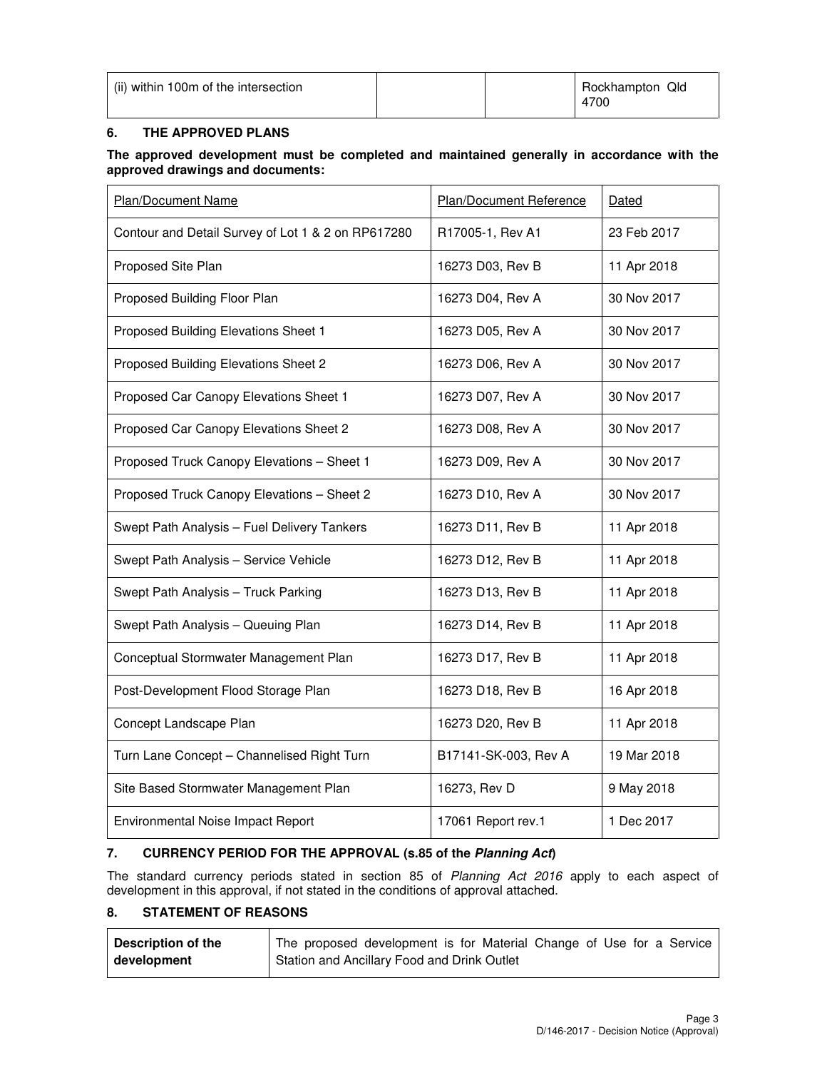| (ii) within 100m of the intersection | | | Rockhampton Qld 4700 |
|---|---|---|---|

## 6. THE APPROVED PLANS

**The approved development must be completed and maintained generally in accordance with the approved drawings and documents:**

| Plan/Document Name | Plan/Document Reference | Dated |
|---|---|---|
| Contour and Detail Survey of Lot 1 & 2 on RP617280 | R17005-1, Rev A1 | 23 Feb 2017 |
| Proposed Site Plan | 16273 D03, Rev B | 11 Apr 2018 |
| Proposed Building Floor Plan | 16273 D04, Rev A | 30 Nov 2017 |
| Proposed Building Elevations Sheet 1 | 16273 D05, Rev A | 30 Nov 2017 |
| Proposed Building Elevations Sheet 2 | 16273 D06, Rev A | 30 Nov 2017 |
| Proposed Car Canopy Elevations Sheet 1 | 16273 D07, Rev A | 30 Nov 2017 |
| Proposed Car Canopy Elevations Sheet 2 | 16273 D08, Rev A | 30 Nov 2017 |
| Proposed Truck Canopy Elevations – Sheet 1 | 16273 D09, Rev A | 30 Nov 2017 |
| Proposed Truck Canopy Elevations – Sheet 2 | 16273 D10, Rev A | 30 Nov 2017 |
| Swept Path Analysis – Fuel Delivery Tankers | 16273 D11, Rev B | 11 Apr 2018 |
| Swept Path Analysis – Service Vehicle | 16273 D12, Rev B | 11 Apr 2018 |
| Swept Path Analysis – Truck Parking | 16273 D13, Rev B | 11 Apr 2018 |
| Swept Path Analysis – Queuing Plan | 16273 D14, Rev B | 11 Apr 2018 |
| Conceptual Stormwater Management Plan | 16273 D17, Rev B | 11 Apr 2018 |
| Post-Development Flood Storage Plan | 16273 D18, Rev B | 16 Apr 2018 |
| Concept Landscape Plan | 16273 D20, Rev B | 11 Apr 2018 |
| Turn Lane Concept – Channelised Right Turn | B17141-SK-003, Rev A | 19 Mar 2018 |
| Site Based Stormwater Management Plan | 16273, Rev D | 9 May 2018 |
| Environmental Noise Impact Report | 17061 Report rev.1 | 1 Dec 2017 |

## 7. CURRENCY PERIOD FOR THE APPROVAL (s.85 of the *Planning Act*)

The standard currency periods stated in section 85 of *Planning Act 2016* apply to each aspect of development in this approval, if not stated in the conditions of approval attached.

## 8. STATEMENT OF REASONS

| **Description of the development** | The proposed development is for Material Change of Use for a Service Station and Ancillary Food and Drink Outlet |
|---|---|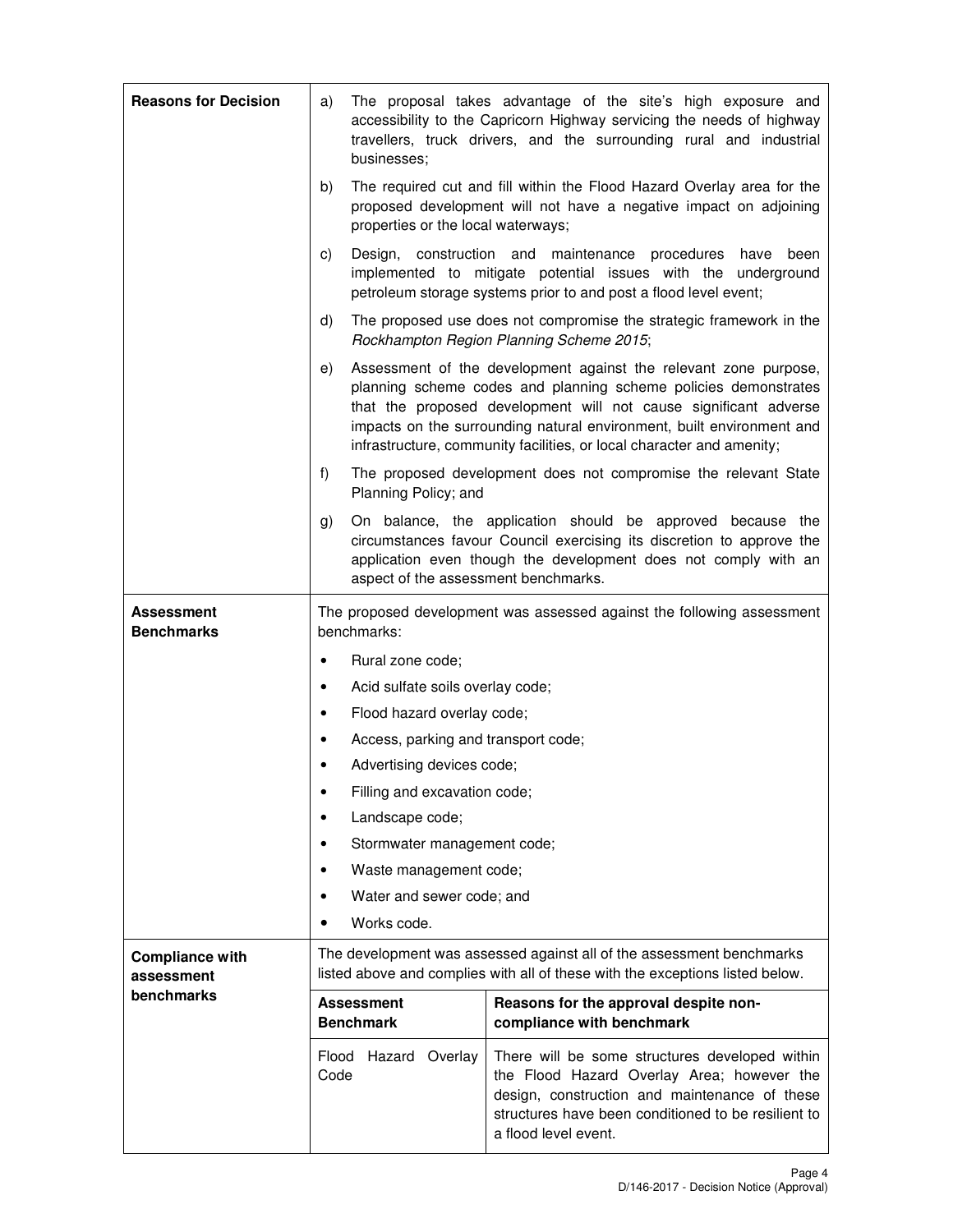| | |
|---|---|
| **Reasons for Decision** | a) The proposal takes advantage of the site's high exposure and accessibility to the Capricorn Highway servicing the needs of highway travellers, truck drivers, and the surrounding rural and industrial businesses;<br><br>b) The required cut and fill within the Flood Hazard Overlay area for the proposed development will not have a negative impact on adjoining properties or the local waterways;<br><br>c) Design, construction and maintenance procedures have been implemented to mitigate potential issues with the underground petroleum storage systems prior to and post a flood level event;<br><br>d) The proposed use does not compromise the strategic framework in the *Rockhampton Region Planning Scheme 2015*;<br><br>e) Assessment of the development against the relevant zone purpose, planning scheme codes and planning scheme policies demonstrates that the proposed development will not cause significant adverse impacts on the surrounding natural environment, built environment and infrastructure, community facilities, or local character and amenity;<br><br>f) The proposed development does not compromise the relevant State Planning Policy; and<br><br>g) On balance, the application should be approved because the circumstances favour Council exercising its discretion to approve the application even though the development does not comply with an aspect of the assessment benchmarks. |
| **Assessment Benchmarks** | The proposed development was assessed against the following assessment benchmarks:<br><br>• Rural zone code;<br>• Acid sulfate soils overlay code;<br>• Flood hazard overlay code;<br>• Access, parking and transport code;<br>• Advertising devices code;<br>• Filling and excavation code;<br>• Landscape code;<br>• Stormwater management code;<br>• Waste management code;<br>• Water and sewer code; and<br>• Works code. |
| **Compliance with assessment benchmarks** | The development was assessed against all of the assessment benchmarks listed above and complies with all of these with the exceptions listed below. |

| Assessment Benchmark | Reasons for the approval despite non-compliance with benchmark |
|---|---|
| Flood Hazard Overlay Code | There will be some structures developed within the Flood Hazard Overlay Area; however the design, construction and maintenance of these structures have been conditioned to be resilient to a flood level event. |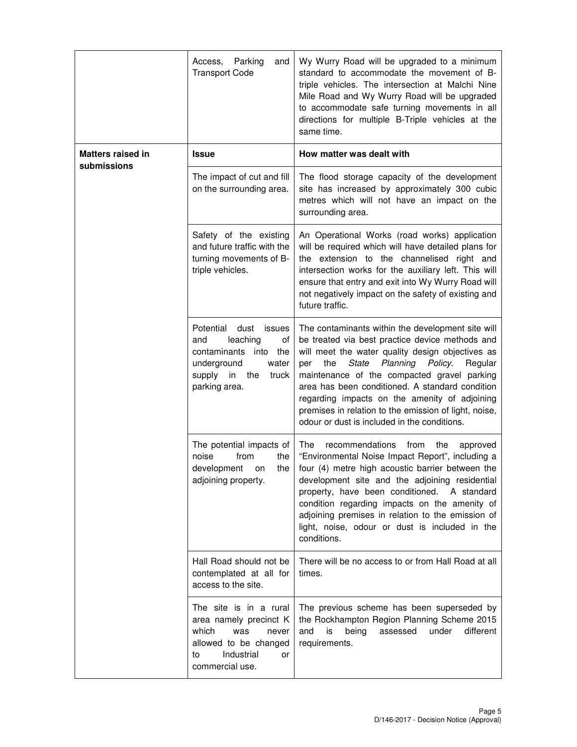| | | |
|---|---|---|
| | Access, Parking and Transport Code | Wy Wurry Road will be upgraded to a minimum standard to accommodate the movement of B-triple vehicles. The intersection at Malchi Nine Mile Road and Wy Wurry Road will be upgraded to accommodate safe turning movements in all directions for multiple B-Triple vehicles at the same time. |
| **Matters raised in submissions** | **Issue** | **How matter was dealt with** |
| | The impact of cut and fill on the surrounding area. | The flood storage capacity of the development site has increased by approximately 300 cubic metres which will not have an impact on the surrounding area. |
| | Safety of the existing and future traffic with the turning movements of B-triple vehicles. | An Operational Works (road works) application will be required which will have detailed plans for the extension to the channelised right and intersection works for the auxiliary left. This will ensure that entry and exit into Wy Wurry Road will not negatively impact on the safety of existing and future traffic. |
| | Potential dust issues and leaching of contaminants into the underground water supply in the truck parking area. | The contaminants within the development site will be treated via best practice device methods and will meet the water quality design objectives as per the *State Planning Policy*. Regular maintenance of the compacted gravel parking area has been conditioned. A standard condition regarding impacts on the amenity of adjoining premises in relation to the emission of light, noise, odour or dust is included in the conditions. |
| | The potential impacts of noise from the development on the adjoining property. | The recommendations from the approved "Environmental Noise Impact Report", including a four (4) metre high acoustic barrier between the development site and the adjoining residential property, have been conditioned. A standard condition regarding impacts on the amenity of adjoining premises in relation to the emission of light, noise, odour or dust is included in the conditions. |
| | Hall Road should not be contemplated at all for access to the site. | There will be no access to or from Hall Road at all times. |
| | The site is in a rural area namely precinct K which was never allowed to be changed to Industrial or commercial use. | The previous scheme has been superseded by the Rockhampton Region Planning Scheme 2015 and is being assessed under different requirements. |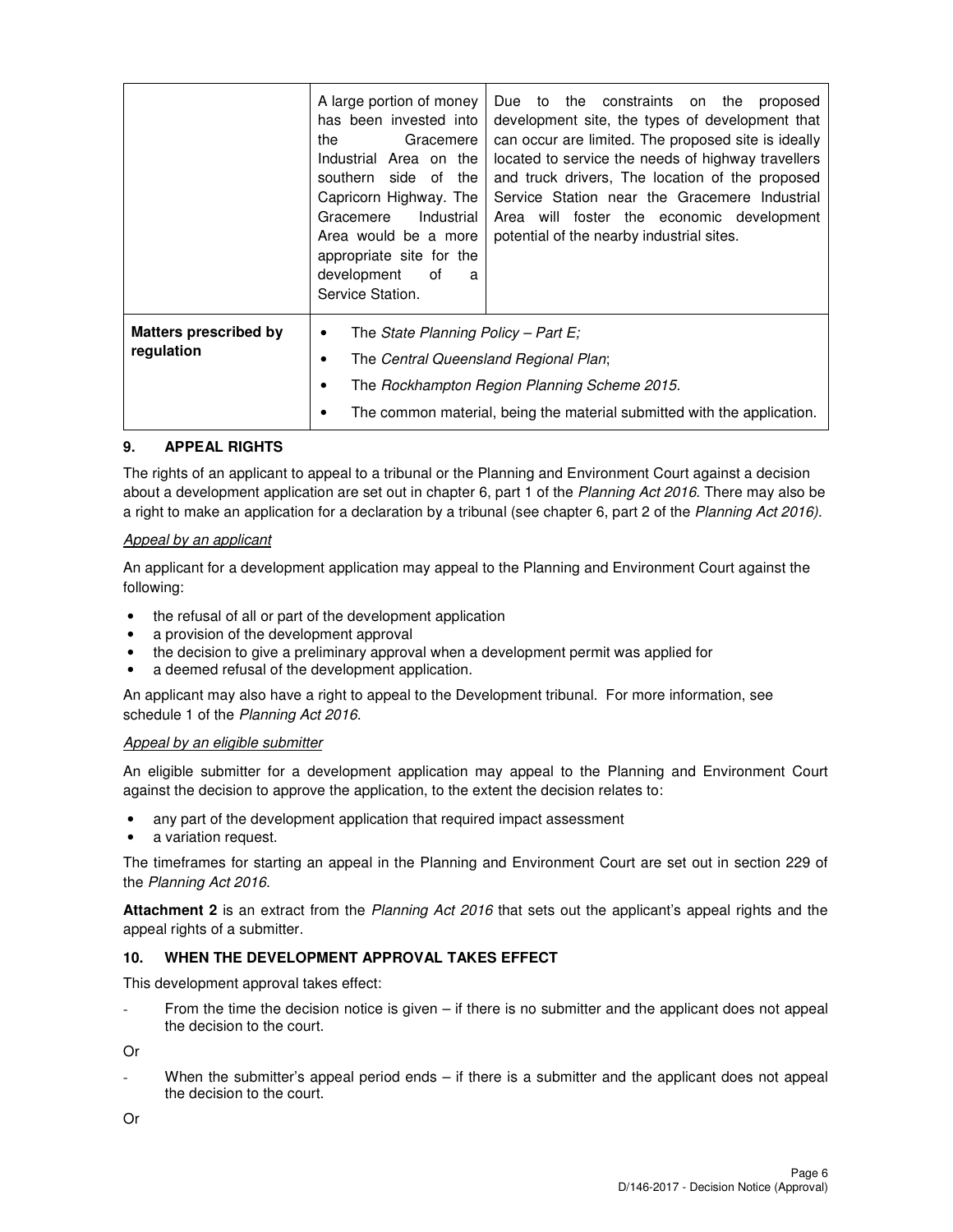| | | |
|---|---|---|
| | A large portion of money has been invested into the Gracemere Industrial Area on the southern side of the Capricorn Highway. The Gracemere Industrial Area would be a more appropriate site for the development of a Service Station. | Due to the constraints on the proposed development site, the types of development that can occur are limited. The proposed site is ideally located to service the needs of highway travellers and truck drivers, The location of the proposed Service Station near the Gracemere Industrial Area will foster the economic development potential of the nearby industrial sites. |
| **Matters prescribed by regulation** | • The *State Planning Policy – Part E;*<br>• The *Central Queensland Regional Plan*;<br>• The *Rockhampton Region Planning Scheme 2015*.<br>• The common material, being the material submitted with the application. | |

## 9. APPEAL RIGHTS

The rights of an applicant to appeal to a tribunal or the Planning and Environment Court against a decision about a development application are set out in chapter 6, part 1 of the *Planning Act 2016*. There may also be a right to make an application for a declaration by a tribunal (see chapter 6, part 2 of the *Planning Act 2016).*

*Appeal by an applicant*

An applicant for a development application may appeal to the Planning and Environment Court against the following:

- the refusal of all or part of the development application
- a provision of the development approval
- the decision to give a preliminary approval when a development permit was applied for
- a deemed refusal of the development application.

An applicant may also have a right to appeal to the Development tribunal. For more information, see schedule 1 of the *Planning Act 2016*.

*Appeal by an eligible submitter*

An eligible submitter for a development application may appeal to the Planning and Environment Court against the decision to approve the application, to the extent the decision relates to:

- any part of the development application that required impact assessment
- a variation request.

The timeframes for starting an appeal in the Planning and Environment Court are set out in section 229 of the *Planning Act 2016*.

**Attachment 2** is an extract from the *Planning Act 2016* that sets out the applicant's appeal rights and the appeal rights of a submitter.

## 10. WHEN THE DEVELOPMENT APPROVAL TAKES EFFECT

This development approval takes effect:

- From the time the decision notice is given – if there is no submitter and the applicant does not appeal the decision to the court.

Or

- When the submitter's appeal period ends – if there is a submitter and the applicant does not appeal the decision to the court.

Or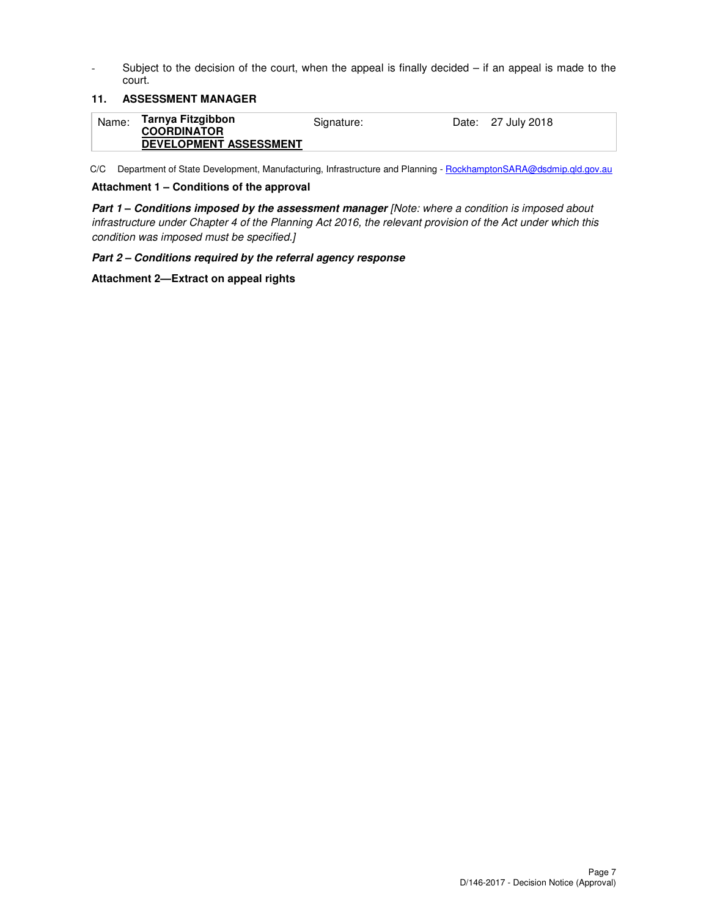- Subject to the decision of the court, when the appeal is finally decided – if an appeal is made to the court.

## 11. ASSESSMENT MANAGER

| Name: | **Tarnya Fitzgibbon** **<u>COORDINATOR</u>** **<u>DEVELOPMENT ASSESSMENT</u>** | Signature: | | Date: | 27 July 2018 |
|---|---|---|---|---|---|

C/C Department of State Development, Manufacturing, Infrastructure and Planning - RockhamptonSARA@dsdmip.qld.gov.au

**Attachment 1 – Conditions of the approval**

***Part 1 – Conditions imposed by the assessment manager*** *[Note: where a condition is imposed about infrastructure under Chapter 4 of the Planning Act 2016, the relevant provision of the Act under which this condition was imposed must be specified.]*

***Part 2 – Conditions required by the referral agency response***

**Attachment 2—Extract on appeal rights**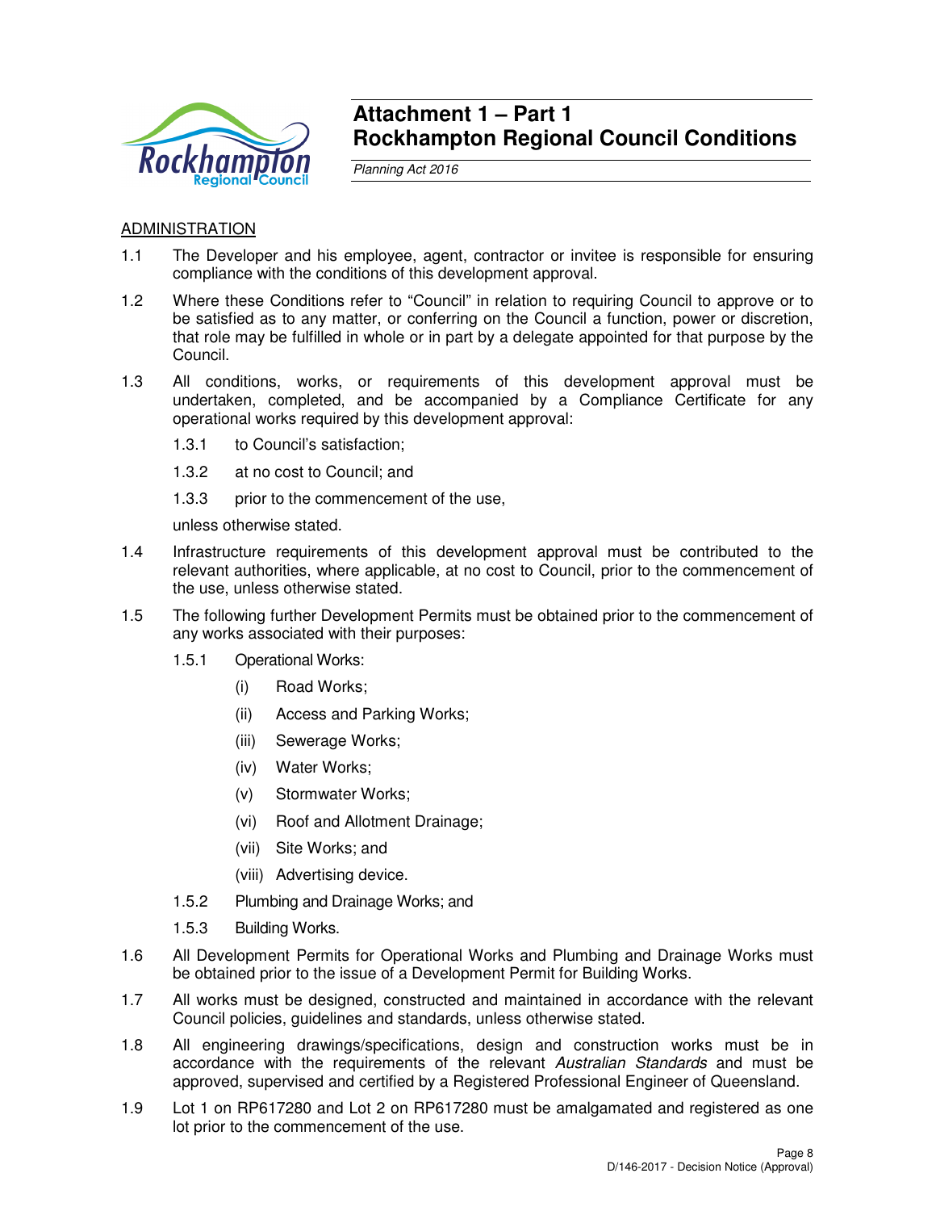# Attachment 1 – Part 1
# Rockhampton Regional Council Conditions

*Planning Act 2016*

## ADMINISTRATION

1.1 The Developer and his employee, agent, contractor or invitee is responsible for ensuring compliance with the conditions of this development approval.

1.2 Where these Conditions refer to "Council" in relation to requiring Council to approve or to be satisfied as to any matter, or conferring on the Council a function, power or discretion, that role may be fulfilled in whole or in part by a delegate appointed for that purpose by the Council.

1.3 All conditions, works, or requirements of this development approval must be undertaken, completed, and be accompanied by a Compliance Certificate for any operational works required by this development approval:

  1.3.1 to Council's satisfaction;

  1.3.2 at no cost to Council; and

  1.3.3 prior to the commencement of the use,

  unless otherwise stated.

1.4 Infrastructure requirements of this development approval must be contributed to the relevant authorities, where applicable, at no cost to Council, prior to the commencement of the use, unless otherwise stated.

1.5 The following further Development Permits must be obtained prior to the commencement of any works associated with their purposes:

  1.5.1 Operational Works:

    (i) Road Works;

    (ii) Access and Parking Works;

    (iii) Sewerage Works;

    (iv) Water Works;

    (v) Stormwater Works;

    (vi) Roof and Allotment Drainage;

    (vii) Site Works; and

    (viii) Advertising device.

  1.5.2 Plumbing and Drainage Works; and

  1.5.3 Building Works.

1.6 All Development Permits for Operational Works and Plumbing and Drainage Works must be obtained prior to the issue of a Development Permit for Building Works.

1.7 All works must be designed, constructed and maintained in accordance with the relevant Council policies, guidelines and standards, unless otherwise stated.

1.8 All engineering drawings/specifications, design and construction works must be in accordance with the requirements of the relevant *Australian Standards* and must be approved, supervised and certified by a Registered Professional Engineer of Queensland.

1.9 Lot 1 on RP617280 and Lot 2 on RP617280 must be amalgamated and registered as one lot prior to the commencement of the use.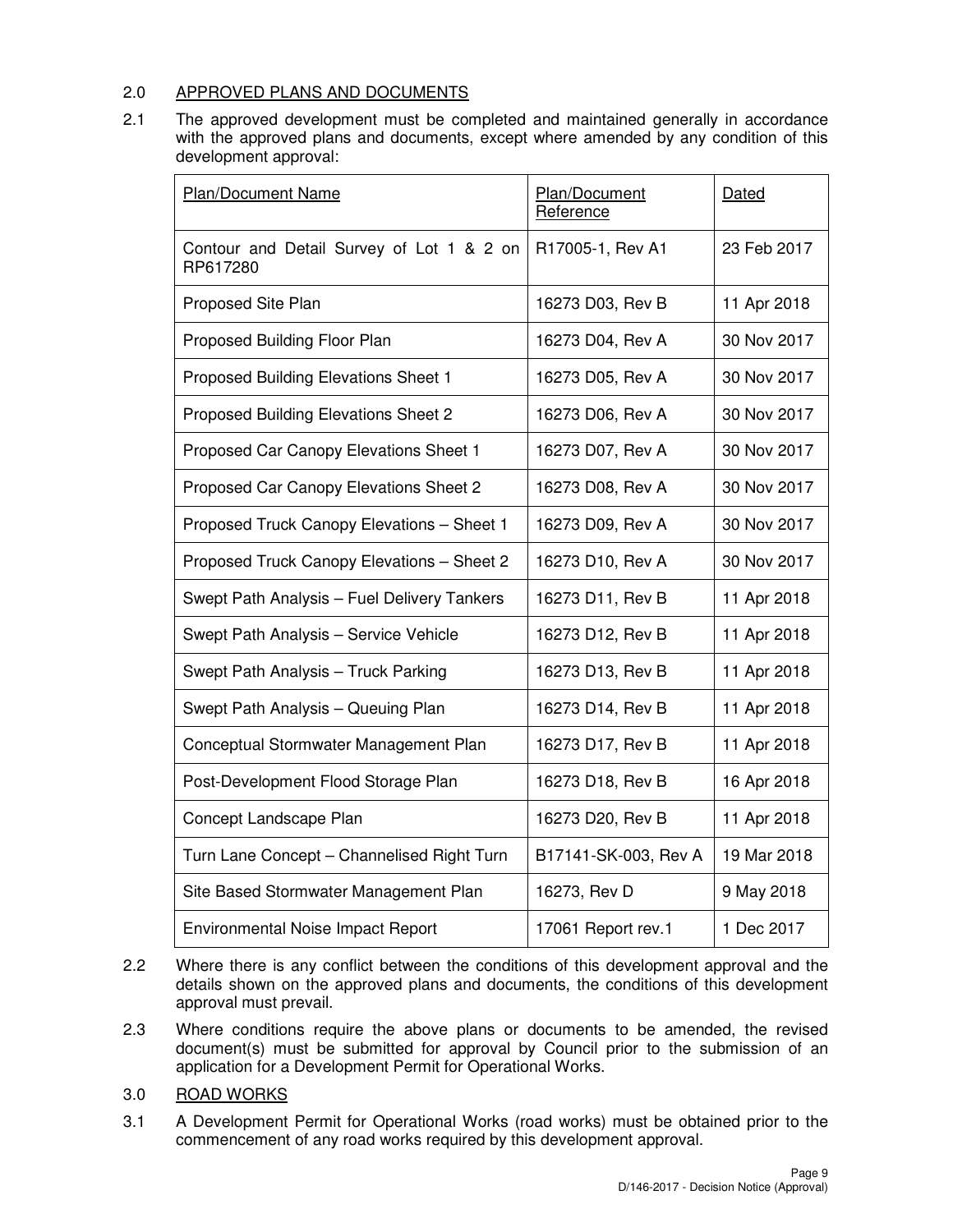## 2.0 APPROVED PLANS AND DOCUMENTS

2.1 The approved development must be completed and maintained generally in accordance with the approved plans and documents, except where amended by any condition of this development approval:

| Plan/Document Name | Plan/Document Reference | Dated |
|---|---|---|
| Contour and Detail Survey of Lot 1 & 2 on RP617280 | R17005-1, Rev A1 | 23 Feb 2017 |
| Proposed Site Plan | 16273 D03, Rev B | 11 Apr 2018 |
| Proposed Building Floor Plan | 16273 D04, Rev A | 30 Nov 2017 |
| Proposed Building Elevations Sheet 1 | 16273 D05, Rev A | 30 Nov 2017 |
| Proposed Building Elevations Sheet 2 | 16273 D06, Rev A | 30 Nov 2017 |
| Proposed Car Canopy Elevations Sheet 1 | 16273 D07, Rev A | 30 Nov 2017 |
| Proposed Car Canopy Elevations Sheet 2 | 16273 D08, Rev A | 30 Nov 2017 |
| Proposed Truck Canopy Elevations – Sheet 1 | 16273 D09, Rev A | 30 Nov 2017 |
| Proposed Truck Canopy Elevations – Sheet 2 | 16273 D10, Rev A | 30 Nov 2017 |
| Swept Path Analysis – Fuel Delivery Tankers | 16273 D11, Rev B | 11 Apr 2018 |
| Swept Path Analysis – Service Vehicle | 16273 D12, Rev B | 11 Apr 2018 |
| Swept Path Analysis – Truck Parking | 16273 D13, Rev B | 11 Apr 2018 |
| Swept Path Analysis – Queuing Plan | 16273 D14, Rev B | 11 Apr 2018 |
| Conceptual Stormwater Management Plan | 16273 D17, Rev B | 11 Apr 2018 |
| Post-Development Flood Storage Plan | 16273 D18, Rev B | 16 Apr 2018 |
| Concept Landscape Plan | 16273 D20, Rev B | 11 Apr 2018 |
| Turn Lane Concept – Channelised Right Turn | B17141-SK-003, Rev A | 19 Mar 2018 |
| Site Based Stormwater Management Plan | 16273, Rev D | 9 May 2018 |
| Environmental Noise Impact Report | 17061 Report rev.1 | 1 Dec 2017 |

2.2 Where there is any conflict between the conditions of this development approval and the details shown on the approved plans and documents, the conditions of this development approval must prevail.

2.3 Where conditions require the above plans or documents to be amended, the revised document(s) must be submitted for approval by Council prior to the submission of an application for a Development Permit for Operational Works.

## 3.0 ROAD WORKS

3.1 A Development Permit for Operational Works (road works) must be obtained prior to the commencement of any road works required by this development approval.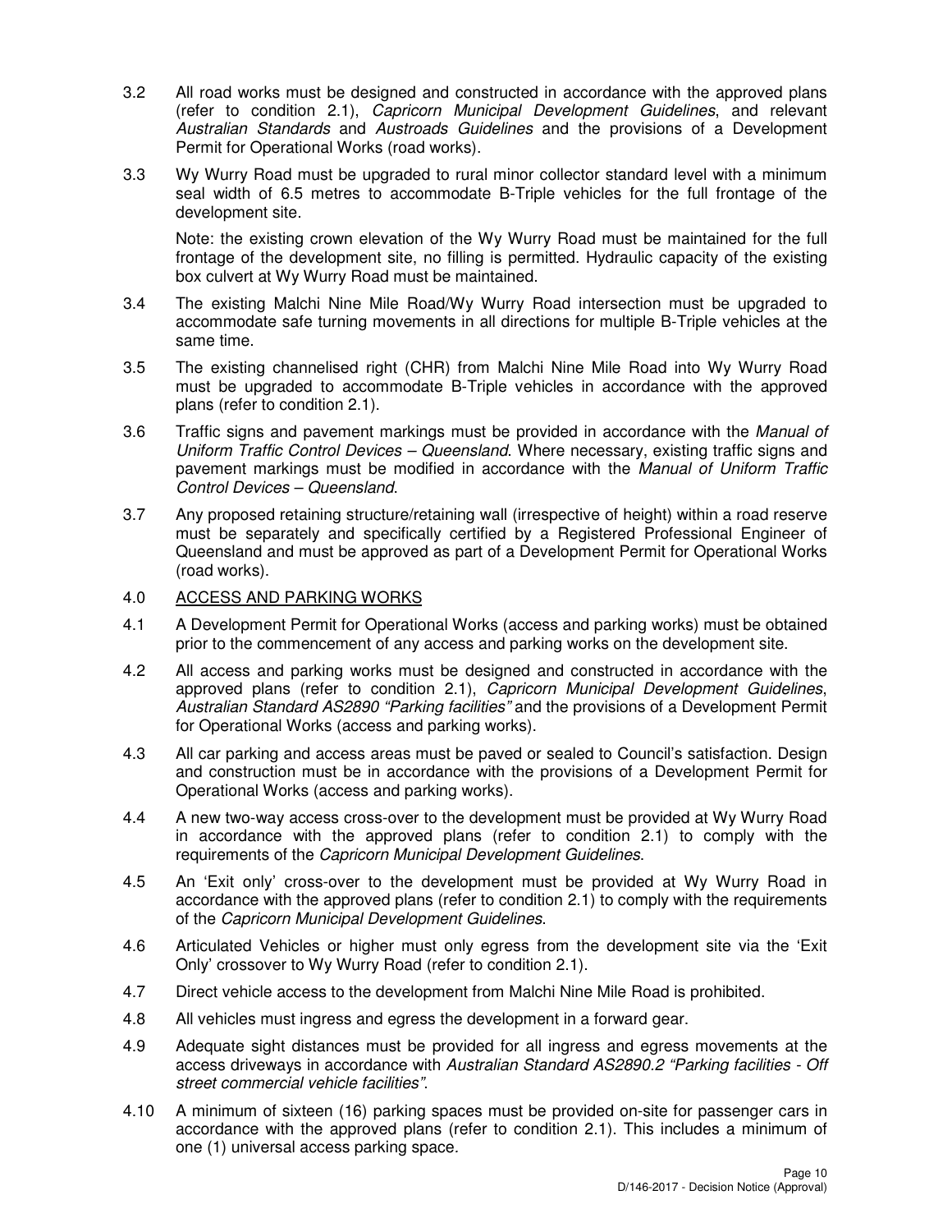3.2 All road works must be designed and constructed in accordance with the approved plans (refer to condition 2.1), *Capricorn Municipal Development Guidelines*, and relevant *Australian Standards* and *Austroads Guidelines* and the provisions of a Development Permit for Operational Works (road works).

3.3 Wy Wurry Road must be upgraded to rural minor collector standard level with a minimum seal width of 6.5 metres to accommodate B-Triple vehicles for the full frontage of the development site.

Note: the existing crown elevation of the Wy Wurry Road must be maintained for the full frontage of the development site, no filling is permitted. Hydraulic capacity of the existing box culvert at Wy Wurry Road must be maintained.

3.4 The existing Malchi Nine Mile Road/Wy Wurry Road intersection must be upgraded to accommodate safe turning movements in all directions for multiple B-Triple vehicles at the same time.

3.5 The existing channelised right (CHR) from Malchi Nine Mile Road into Wy Wurry Road must be upgraded to accommodate B-Triple vehicles in accordance with the approved plans (refer to condition 2.1).

3.6 Traffic signs and pavement markings must be provided in accordance with the *Manual of Uniform Traffic Control Devices – Queensland*. Where necessary, existing traffic signs and pavement markings must be modified in accordance with the *Manual of Uniform Traffic Control Devices – Queensland*.

3.7 Any proposed retaining structure/retaining wall (irrespective of height) within a road reserve must be separately and specifically certified by a Registered Professional Engineer of Queensland and must be approved as part of a Development Permit for Operational Works (road works).

## 4.0 ACCESS AND PARKING WORKS

4.1 A Development Permit for Operational Works (access and parking works) must be obtained prior to the commencement of any access and parking works on the development site.

4.2 All access and parking works must be designed and constructed in accordance with the approved plans (refer to condition 2.1), *Capricorn Municipal Development Guidelines*, *Australian Standard AS2890 "Parking facilities"* and the provisions of a Development Permit for Operational Works (access and parking works).

4.3 All car parking and access areas must be paved or sealed to Council's satisfaction. Design and construction must be in accordance with the provisions of a Development Permit for Operational Works (access and parking works).

4.4 A new two-way access cross-over to the development must be provided at Wy Wurry Road in accordance with the approved plans (refer to condition 2.1) to comply with the requirements of the *Capricorn Municipal Development Guidelines*.

4.5 An 'Exit only' cross-over to the development must be provided at Wy Wurry Road in accordance with the approved plans (refer to condition 2.1) to comply with the requirements of the *Capricorn Municipal Development Guidelines*.

4.6 Articulated Vehicles or higher must only egress from the development site via the 'Exit Only' crossover to Wy Wurry Road (refer to condition 2.1).

4.7 Direct vehicle access to the development from Malchi Nine Mile Road is prohibited.

4.8 All vehicles must ingress and egress the development in a forward gear.

4.9 Adequate sight distances must be provided for all ingress and egress movements at the access driveways in accordance with *Australian Standard AS2890.2 "Parking facilities - Off street commercial vehicle facilities"*.

4.10 A minimum of sixteen (16) parking spaces must be provided on-site for passenger cars in accordance with the approved plans (refer to condition 2.1). This includes a minimum of one (1) universal access parking space.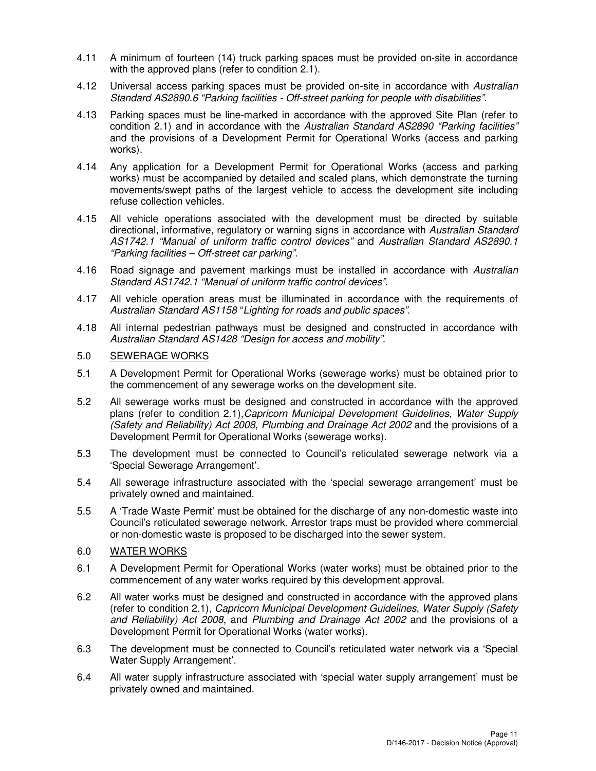4.11 A minimum of fourteen (14) truck parking spaces must be provided on-site in accordance with the approved plans (refer to condition 2.1).

4.12 Universal access parking spaces must be provided on-site in accordance with *Australian Standard AS2890.6 "Parking facilities - Off-street parking for people with disabilities"*.

4.13 Parking spaces must be line-marked in accordance with the approved Site Plan (refer to condition 2.1) and in accordance with the *Australian Standard AS2890 "Parking facilities"* and the provisions of a Development Permit for Operational Works (access and parking works).

4.14 Any application for a Development Permit for Operational Works (access and parking works) must be accompanied by detailed and scaled plans, which demonstrate the turning movements/swept paths of the largest vehicle to access the development site including refuse collection vehicles.

4.15 All vehicle operations associated with the development must be directed by suitable directional, informative, regulatory or warning signs in accordance with *Australian Standard AS1742.1 "Manual of uniform traffic control devices"* and *Australian Standard AS2890.1 "Parking facilities – Off-street car parking"*.

4.16 Road signage and pavement markings must be installed in accordance with *Australian Standard AS1742.1 "Manual of uniform traffic control devices"*.

4.17 All vehicle operation areas must be illuminated in accordance with the requirements of *Australian Standard AS1158* "*Lighting for roads and public spaces"*.

4.18 All internal pedestrian pathways must be designed and constructed in accordance with *Australian Standard AS1428 "Design for access and mobility"*.

## 5.0 SEWERAGE WORKS

5.1 A Development Permit for Operational Works (sewerage works) must be obtained prior to the commencement of any sewerage works on the development site.

5.2 All sewerage works must be designed and constructed in accordance with the approved plans (refer to condition 2.1), *Capricorn Municipal Development Guidelines*, *Water Supply (Safety and Reliability) Act 2008*, *Plumbing and Drainage Act 2002* and the provisions of a Development Permit for Operational Works (sewerage works).

5.3 The development must be connected to Council's reticulated sewerage network via a 'Special Sewerage Arrangement'.

5.4 All sewerage infrastructure associated with the 'special sewerage arrangement' must be privately owned and maintained.

5.5 A 'Trade Waste Permit' must be obtained for the discharge of any non-domestic waste into Council's reticulated sewerage network. Arrestor traps must be provided where commercial or non-domestic waste is proposed to be discharged into the sewer system.

## 6.0 WATER WORKS

6.1 A Development Permit for Operational Works (water works) must be obtained prior to the commencement of any water works required by this development approval.

6.2 All water works must be designed and constructed in accordance with the approved plans (refer to condition 2.1), *Capricorn Municipal Development Guidelines*, *Water Supply (Safety and Reliability) Act 2008*, and *Plumbing and Drainage Act 2002* and the provisions of a Development Permit for Operational Works (water works).

6.3 The development must be connected to Council's reticulated water network via a 'Special Water Supply Arrangement'.

6.4 All water supply infrastructure associated with 'special water supply arrangement' must be privately owned and maintained.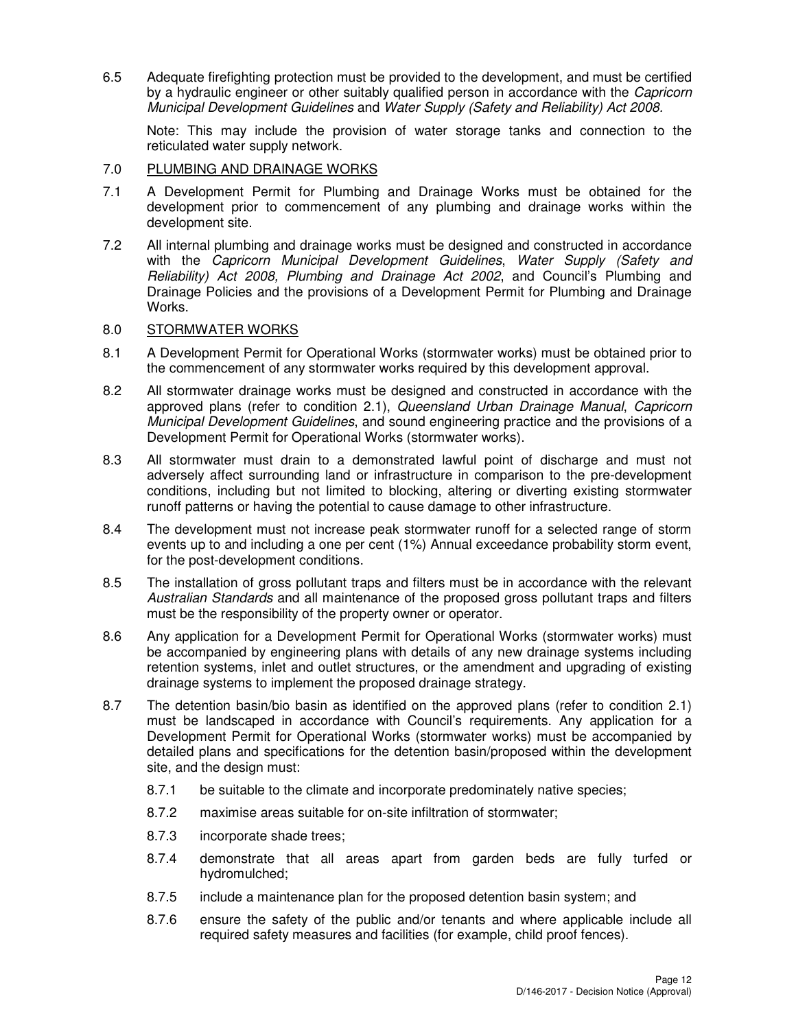6.5 Adequate firefighting protection must be provided to the development, and must be certified by a hydraulic engineer or other suitably qualified person in accordance with the *Capricorn Municipal Development Guidelines* and *Water Supply (Safety and Reliability) Act 2008.*

Note: This may include the provision of water storage tanks and connection to the reticulated water supply network.

7.0 PLUMBING AND DRAINAGE WORKS

7.1 A Development Permit for Plumbing and Drainage Works must be obtained for the development prior to commencement of any plumbing and drainage works within the development site.

7.2 All internal plumbing and drainage works must be designed and constructed in accordance with the *Capricorn Municipal Development Guidelines*, *Water Supply (Safety and Reliability) Act 2008, Plumbing and Drainage Act 2002*, and Council's Plumbing and Drainage Policies and the provisions of a Development Permit for Plumbing and Drainage Works.

8.0 STORMWATER WORKS

8.1 A Development Permit for Operational Works (stormwater works) must be obtained prior to the commencement of any stormwater works required by this development approval.

8.2 All stormwater drainage works must be designed and constructed in accordance with the approved plans (refer to condition 2.1), *Queensland Urban Drainage Manual*, *Capricorn Municipal Development Guidelines*, and sound engineering practice and the provisions of a Development Permit for Operational Works (stormwater works).

8.3 All stormwater must drain to a demonstrated lawful point of discharge and must not adversely affect surrounding land or infrastructure in comparison to the pre-development conditions, including but not limited to blocking, altering or diverting existing stormwater runoff patterns or having the potential to cause damage to other infrastructure.

8.4 The development must not increase peak stormwater runoff for a selected range of storm events up to and including a one per cent (1%) Annual exceedance probability storm event, for the post-development conditions.

8.5 The installation of gross pollutant traps and filters must be in accordance with the relevant *Australian Standards* and all maintenance of the proposed gross pollutant traps and filters must be the responsibility of the property owner or operator.

8.6 Any application for a Development Permit for Operational Works (stormwater works) must be accompanied by engineering plans with details of any new drainage systems including retention systems, inlet and outlet structures, or the amendment and upgrading of existing drainage systems to implement the proposed drainage strategy.

8.7 The detention basin/bio basin as identified on the approved plans (refer to condition 2.1) must be landscaped in accordance with Council's requirements. Any application for a Development Permit for Operational Works (stormwater works) must be accompanied by detailed plans and specifications for the detention basin/proposed within the development site, and the design must:

8.7.1 be suitable to the climate and incorporate predominately native species;

8.7.2 maximise areas suitable for on-site infiltration of stormwater;

8.7.3 incorporate shade trees;

8.7.4 demonstrate that all areas apart from garden beds are fully turfed or hydromulched;

8.7.5 include a maintenance plan for the proposed detention basin system; and

8.7.6 ensure the safety of the public and/or tenants and where applicable include all required safety measures and facilities (for example, child proof fences).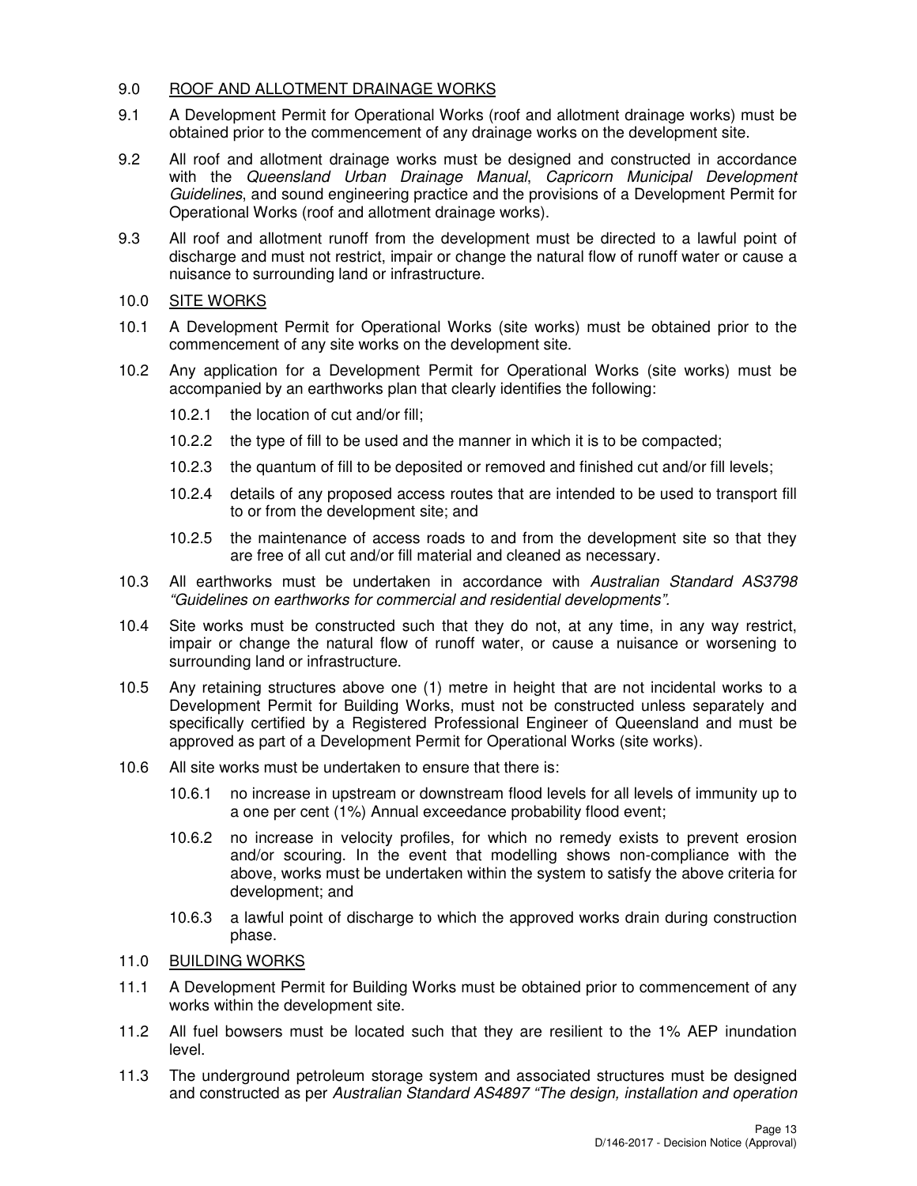## 9.0 ROOF AND ALLOTMENT DRAINAGE WORKS

9.1 A Development Permit for Operational Works (roof and allotment drainage works) must be obtained prior to the commencement of any drainage works on the development site.

9.2 All roof and allotment drainage works must be designed and constructed in accordance with the *Queensland Urban Drainage Manual*, *Capricorn Municipal Development Guidelines*, and sound engineering practice and the provisions of a Development Permit for Operational Works (roof and allotment drainage works).

9.3 All roof and allotment runoff from the development must be directed to a lawful point of discharge and must not restrict, impair or change the natural flow of runoff water or cause a nuisance to surrounding land or infrastructure.

## 10.0 SITE WORKS

10.1 A Development Permit for Operational Works (site works) must be obtained prior to the commencement of any site works on the development site.

10.2 Any application for a Development Permit for Operational Works (site works) must be accompanied by an earthworks plan that clearly identifies the following:

- 10.2.1 the location of cut and/or fill;
- 10.2.2 the type of fill to be used and the manner in which it is to be compacted;
- 10.2.3 the quantum of fill to be deposited or removed and finished cut and/or fill levels;
- 10.2.4 details of any proposed access routes that are intended to be used to transport fill to or from the development site; and
- 10.2.5 the maintenance of access roads to and from the development site so that they are free of all cut and/or fill material and cleaned as necessary.

10.3 All earthworks must be undertaken in accordance with *Australian Standard AS3798 "Guidelines on earthworks for commercial and residential developments"*.

10.4 Site works must be constructed such that they do not, at any time, in any way restrict, impair or change the natural flow of runoff water, or cause a nuisance or worsening to surrounding land or infrastructure.

10.5 Any retaining structures above one (1) metre in height that are not incidental works to a Development Permit for Building Works, must not be constructed unless separately and specifically certified by a Registered Professional Engineer of Queensland and must be approved as part of a Development Permit for Operational Works (site works).

10.6 All site works must be undertaken to ensure that there is:

- 10.6.1 no increase in upstream or downstream flood levels for all levels of immunity up to a one per cent (1%) Annual exceedance probability flood event;
- 10.6.2 no increase in velocity profiles, for which no remedy exists to prevent erosion and/or scouring. In the event that modelling shows non-compliance with the above, works must be undertaken within the system to satisfy the above criteria for development; and
- 10.6.3 a lawful point of discharge to which the approved works drain during construction phase.

## 11.0 BUILDING WORKS

11.1 A Development Permit for Building Works must be obtained prior to commencement of any works within the development site.

11.2 All fuel bowsers must be located such that they are resilient to the 1% AEP inundation level.

11.3 The underground petroleum storage system and associated structures must be designed and constructed as per *Australian Standard AS4897 "The design, installation and operation*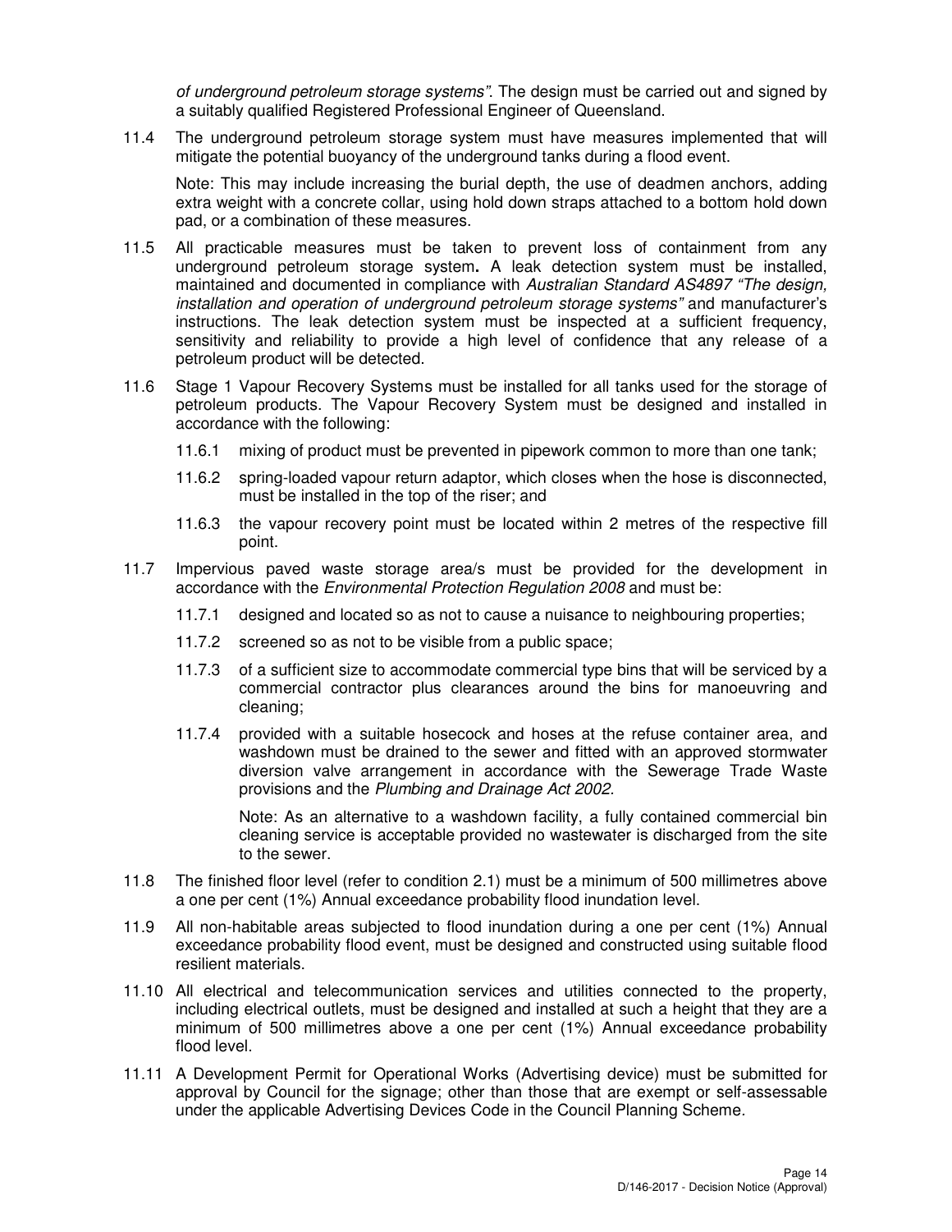*of underground petroleum storage systems"*. The design must be carried out and signed by a suitably qualified Registered Professional Engineer of Queensland.

11.4 The underground petroleum storage system must have measures implemented that will mitigate the potential buoyancy of the underground tanks during a flood event.

Note: This may include increasing the burial depth, the use of deadmen anchors, adding extra weight with a concrete collar, using hold down straps attached to a bottom hold down pad, or a combination of these measures.

11.5 All practicable measures must be taken to prevent loss of containment from any underground petroleum storage system**.** A leak detection system must be installed, maintained and documented in compliance with *Australian Standard AS4897 "The design, installation and operation of underground petroleum storage systems"* and manufacturer's instructions. The leak detection system must be inspected at a sufficient frequency, sensitivity and reliability to provide a high level of confidence that any release of a petroleum product will be detected.

11.6 Stage 1 Vapour Recovery Systems must be installed for all tanks used for the storage of petroleum products. The Vapour Recovery System must be designed and installed in accordance with the following:

- 11.6.1 mixing of product must be prevented in pipework common to more than one tank;
- 11.6.2 spring-loaded vapour return adaptor, which closes when the hose is disconnected, must be installed in the top of the riser; and
- 11.6.3 the vapour recovery point must be located within 2 metres of the respective fill point.

11.7 Impervious paved waste storage area/s must be provided for the development in accordance with the *Environmental Protection Regulation 2008* and must be:

- 11.7.1 designed and located so as not to cause a nuisance to neighbouring properties;
- 11.7.2 screened so as not to be visible from a public space;
- 11.7.3 of a sufficient size to accommodate commercial type bins that will be serviced by a commercial contractor plus clearances around the bins for manoeuvring and cleaning;
- 11.7.4 provided with a suitable hosecock and hoses at the refuse container area, and washdown must be drained to the sewer and fitted with an approved stormwater diversion valve arrangement in accordance with the Sewerage Trade Waste provisions and the *Plumbing and Drainage Act 2002.*

  Note: As an alternative to a washdown facility, a fully contained commercial bin cleaning service is acceptable provided no wastewater is discharged from the site to the sewer.

11.8 The finished floor level (refer to condition 2.1) must be a minimum of 500 millimetres above a one per cent (1%) Annual exceedance probability flood inundation level.

11.9 All non-habitable areas subjected to flood inundation during a one per cent (1%) Annual exceedance probability flood event, must be designed and constructed using suitable flood resilient materials.

11.10 All electrical and telecommunication services and utilities connected to the property, including electrical outlets, must be designed and installed at such a height that they are a minimum of 500 millimetres above a one per cent (1%) Annual exceedance probability flood level.

11.11 A Development Permit for Operational Works (Advertising device) must be submitted for approval by Council for the signage; other than those that are exempt or self-assessable under the applicable Advertising Devices Code in the Council Planning Scheme.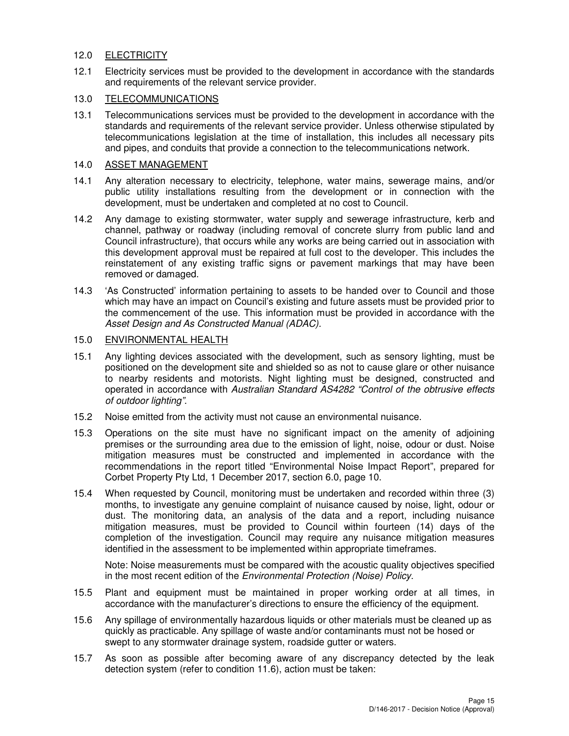## 12.0 ELECTRICITY

12.1 Electricity services must be provided to the development in accordance with the standards and requirements of the relevant service provider.

## 13.0 TELECOMMUNICATIONS

13.1 Telecommunications services must be provided to the development in accordance with the standards and requirements of the relevant service provider. Unless otherwise stipulated by telecommunications legislation at the time of installation, this includes all necessary pits and pipes, and conduits that provide a connection to the telecommunications network.

## 14.0 ASSET MANAGEMENT

14.1 Any alteration necessary to electricity, telephone, water mains, sewerage mains, and/or public utility installations resulting from the development or in connection with the development, must be undertaken and completed at no cost to Council.

14.2 Any damage to existing stormwater, water supply and sewerage infrastructure, kerb and channel, pathway or roadway (including removal of concrete slurry from public land and Council infrastructure), that occurs while any works are being carried out in association with this development approval must be repaired at full cost to the developer. This includes the reinstatement of any existing traffic signs or pavement markings that may have been removed or damaged.

14.3 'As Constructed' information pertaining to assets to be handed over to Council and those which may have an impact on Council's existing and future assets must be provided prior to the commencement of the use. This information must be provided in accordance with the *Asset Design and As Constructed Manual (ADAC).*

## 15.0 ENVIRONMENTAL HEALTH

15.1 Any lighting devices associated with the development, such as sensory lighting, must be positioned on the development site and shielded so as not to cause glare or other nuisance to nearby residents and motorists. Night lighting must be designed, constructed and operated in accordance with *Australian Standard AS4282 "Control of the obtrusive effects of outdoor lighting".*

15.2 Noise emitted from the activity must not cause an environmental nuisance.

15.3 Operations on the site must have no significant impact on the amenity of adjoining premises or the surrounding area due to the emission of light, noise, odour or dust. Noise mitigation measures must be constructed and implemented in accordance with the recommendations in the report titled "Environmental Noise Impact Report", prepared for Corbet Property Pty Ltd, 1 December 2017, section 6.0, page 10.

15.4 When requested by Council, monitoring must be undertaken and recorded within three (3) months, to investigate any genuine complaint of nuisance caused by noise, light, odour or dust. The monitoring data, an analysis of the data and a report, including nuisance mitigation measures, must be provided to Council within fourteen (14) days of the completion of the investigation. Council may require any nuisance mitigation measures identified in the assessment to be implemented within appropriate timeframes.

Note: Noise measurements must be compared with the acoustic quality objectives specified in the most recent edition of the *Environmental Protection (Noise) Policy*.

15.5 Plant and equipment must be maintained in proper working order at all times, in accordance with the manufacturer's directions to ensure the efficiency of the equipment.

15.6 Any spillage of environmentally hazardous liquids or other materials must be cleaned up as quickly as practicable. Any spillage of waste and/or contaminants must not be hosed or swept to any stormwater drainage system, roadside gutter or waters.

15.7 As soon as possible after becoming aware of any discrepancy detected by the leak detection system (refer to condition 11.6), action must be taken: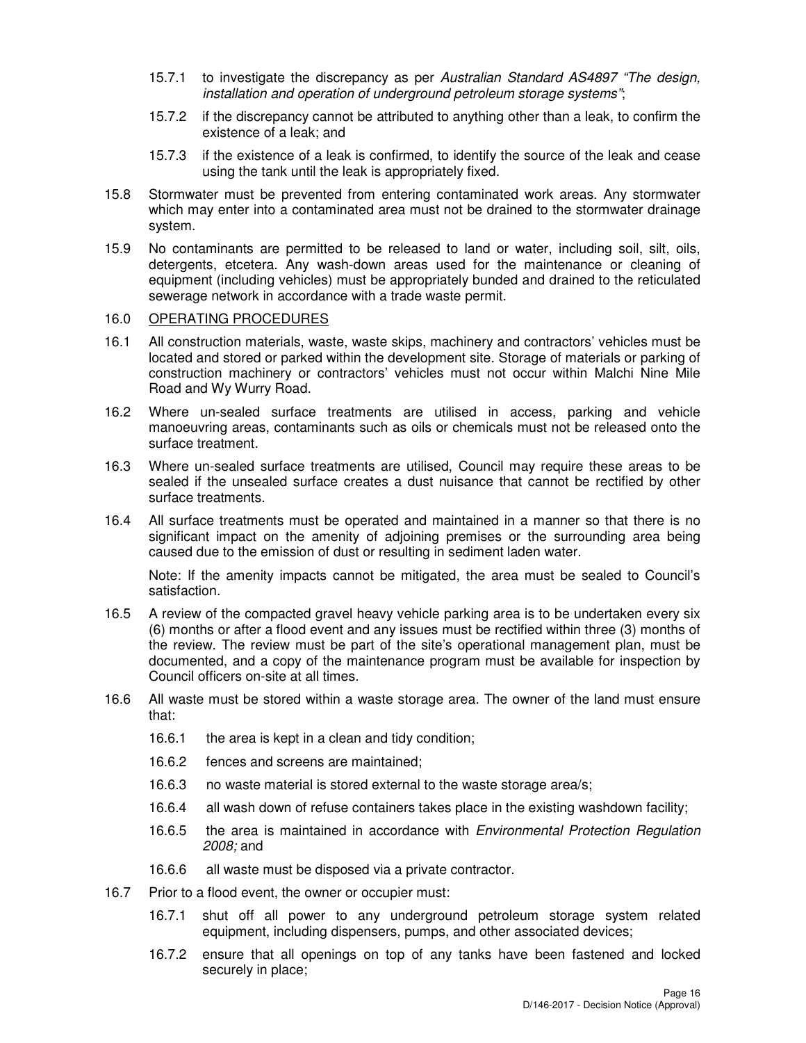15.7.1 to investigate the discrepancy as per *Australian Standard AS4897 "The design, installation and operation of underground petroleum storage systems"*;

15.7.2 if the discrepancy cannot be attributed to anything other than a leak, to confirm the existence of a leak; and

15.7.3 if the existence of a leak is confirmed, to identify the source of the leak and cease using the tank until the leak is appropriately fixed.

15.8 Stormwater must be prevented from entering contaminated work areas. Any stormwater which may enter into a contaminated area must not be drained to the stormwater drainage system.

15.9 No contaminants are permitted to be released to land or water, including soil, silt, oils, detergents, etcetera. Any wash-down areas used for the maintenance or cleaning of equipment (including vehicles) must be appropriately bunded and drained to the reticulated sewerage network in accordance with a trade waste permit.

16.0 <u>OPERATING PROCEDURES</u>

16.1 All construction materials, waste, waste skips, machinery and contractors' vehicles must be located and stored or parked within the development site. Storage of materials or parking of construction machinery or contractors' vehicles must not occur within Malchi Nine Mile Road and Wy Wurry Road.

16.2 Where un-sealed surface treatments are utilised in access, parking and vehicle manoeuvring areas, contaminants such as oils or chemicals must not be released onto the surface treatment.

16.3 Where un-sealed surface treatments are utilised, Council may require these areas to be sealed if the unsealed surface creates a dust nuisance that cannot be rectified by other surface treatments.

16.4 All surface treatments must be operated and maintained in a manner so that there is no significant impact on the amenity of adjoining premises or the surrounding area being caused due to the emission of dust or resulting in sediment laden water.

Note: If the amenity impacts cannot be mitigated, the area must be sealed to Council's satisfaction.

16.5 A review of the compacted gravel heavy vehicle parking area is to be undertaken every six (6) months or after a flood event and any issues must be rectified within three (3) months of the review. The review must be part of the site's operational management plan, must be documented, and a copy of the maintenance program must be available for inspection by Council officers on-site at all times.

16.6 All waste must be stored within a waste storage area. The owner of the land must ensure that:

16.6.1 the area is kept in a clean and tidy condition;

16.6.2 fences and screens are maintained;

16.6.3 no waste material is stored external to the waste storage area/s;

16.6.4 all wash down of refuse containers takes place in the existing washdown facility;

16.6.5 the area is maintained in accordance with *Environmental Protection Regulation 2008;* and

16.6.6 all waste must be disposed via a private contractor.

16.7 Prior to a flood event, the owner or occupier must:

16.7.1 shut off all power to any underground petroleum storage system related equipment, including dispensers, pumps, and other associated devices;

16.7.2 ensure that all openings on top of any tanks have been fastened and locked securely in place;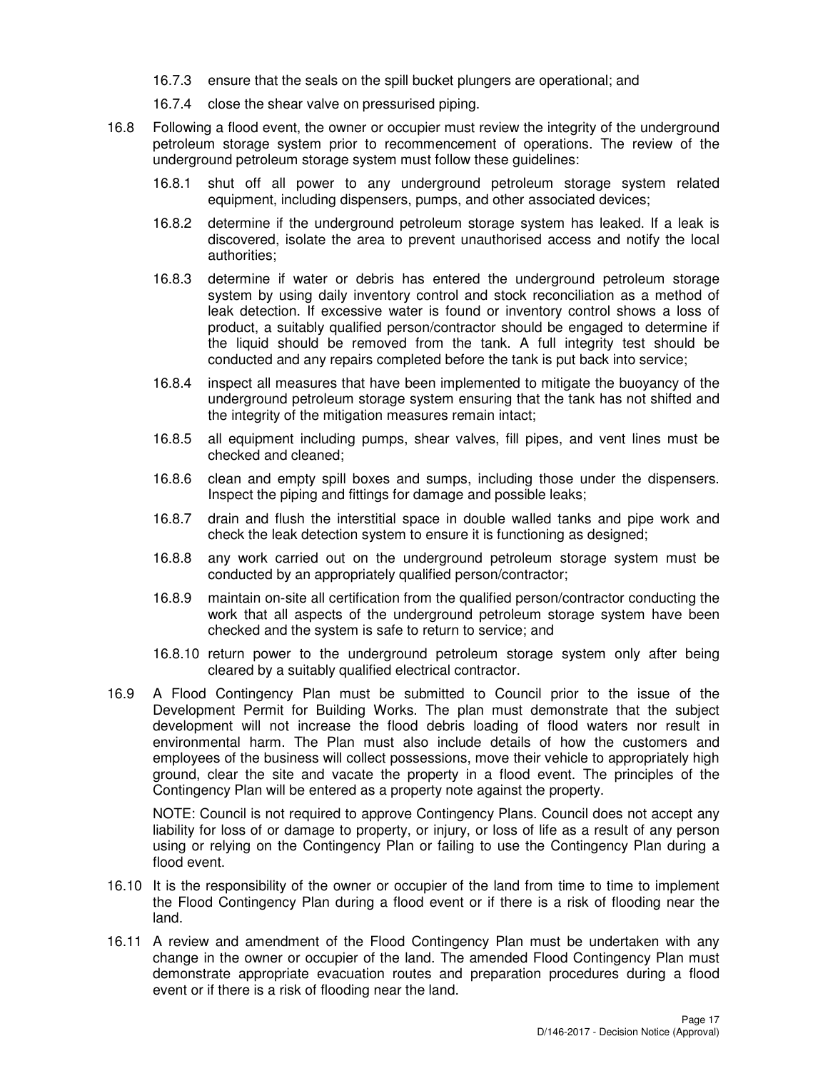16.7.3 ensure that the seals on the spill bucket plungers are operational; and

16.7.4 close the shear valve on pressurised piping.

16.8 Following a flood event, the owner or occupier must review the integrity of the underground petroleum storage system prior to recommencement of operations. The review of the underground petroleum storage system must follow these guidelines:

16.8.1 shut off all power to any underground petroleum storage system related equipment, including dispensers, pumps, and other associated devices;

16.8.2 determine if the underground petroleum storage system has leaked. If a leak is discovered, isolate the area to prevent unauthorised access and notify the local authorities;

16.8.3 determine if water or debris has entered the underground petroleum storage system by using daily inventory control and stock reconciliation as a method of leak detection. If excessive water is found or inventory control shows a loss of product, a suitably qualified person/contractor should be engaged to determine if the liquid should be removed from the tank. A full integrity test should be conducted and any repairs completed before the tank is put back into service;

16.8.4 inspect all measures that have been implemented to mitigate the buoyancy of the underground petroleum storage system ensuring that the tank has not shifted and the integrity of the mitigation measures remain intact;

16.8.5 all equipment including pumps, shear valves, fill pipes, and vent lines must be checked and cleaned;

16.8.6 clean and empty spill boxes and sumps, including those under the dispensers. Inspect the piping and fittings for damage and possible leaks;

16.8.7 drain and flush the interstitial space in double walled tanks and pipe work and check the leak detection system to ensure it is functioning as designed;

16.8.8 any work carried out on the underground petroleum storage system must be conducted by an appropriately qualified person/contractor;

16.8.9 maintain on-site all certification from the qualified person/contractor conducting the work that all aspects of the underground petroleum storage system have been checked and the system is safe to return to service; and

16.8.10 return power to the underground petroleum storage system only after being cleared by a suitably qualified electrical contractor.

16.9 A Flood Contingency Plan must be submitted to Council prior to the issue of the Development Permit for Building Works. The plan must demonstrate that the subject development will not increase the flood debris loading of flood waters nor result in environmental harm. The Plan must also include details of how the customers and employees of the business will collect possessions, move their vehicle to appropriately high ground, clear the site and vacate the property in a flood event. The principles of the Contingency Plan will be entered as a property note against the property.

NOTE: Council is not required to approve Contingency Plans. Council does not accept any liability for loss of or damage to property, or injury, or loss of life as a result of any person using or relying on the Contingency Plan or failing to use the Contingency Plan during a flood event.

16.10 It is the responsibility of the owner or occupier of the land from time to time to implement the Flood Contingency Plan during a flood event or if there is a risk of flooding near the land.

16.11 A review and amendment of the Flood Contingency Plan must be undertaken with any change in the owner or occupier of the land. The amended Flood Contingency Plan must demonstrate appropriate evacuation routes and preparation procedures during a flood event or if there is a risk of flooding near the land.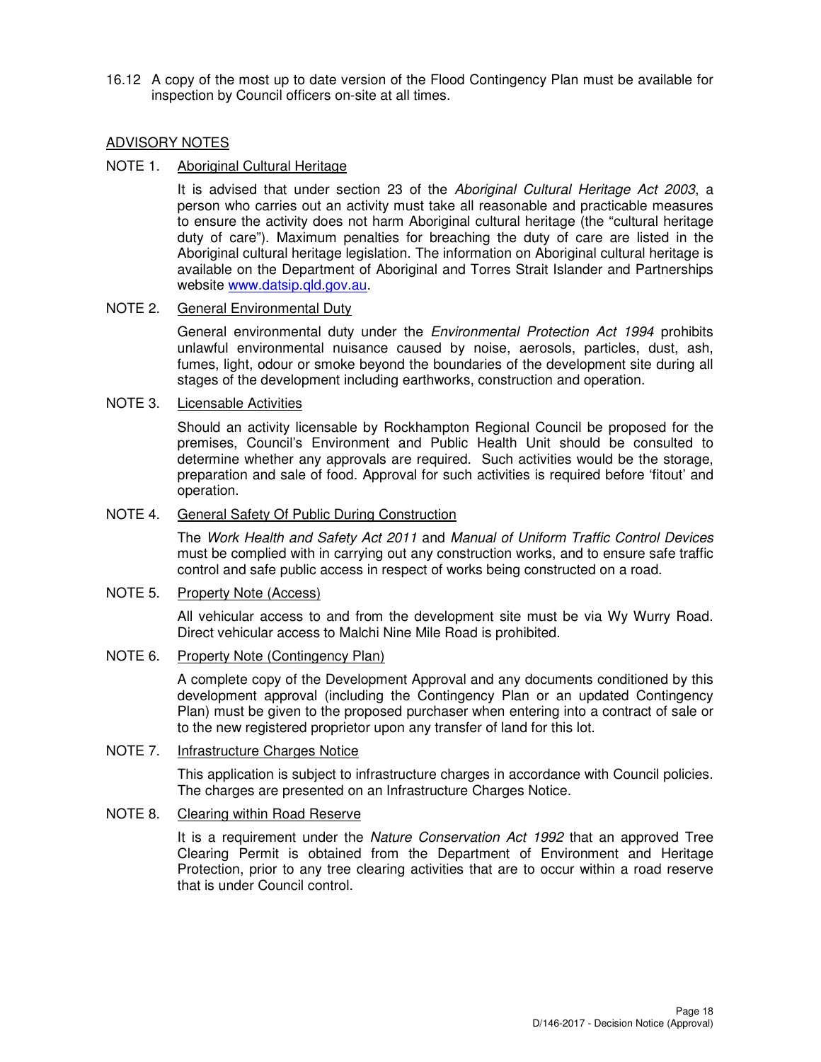16.12 A copy of the most up to date version of the Flood Contingency Plan must be available for inspection by Council officers on-site at all times.

ADVISORY NOTES

NOTE 1. Aboriginal Cultural Heritage

It is advised that under section 23 of the *Aboriginal Cultural Heritage Act 2003*, a person who carries out an activity must take all reasonable and practicable measures to ensure the activity does not harm Aboriginal cultural heritage (the "cultural heritage duty of care"). Maximum penalties for breaching the duty of care are listed in the Aboriginal cultural heritage legislation. The information on Aboriginal cultural heritage is available on the Department of Aboriginal and Torres Strait Islander and Partnerships website www.datsip.qld.gov.au.

NOTE 2. General Environmental Duty

General environmental duty under the *Environmental Protection Act 1994* prohibits unlawful environmental nuisance caused by noise, aerosols, particles, dust, ash, fumes, light, odour or smoke beyond the boundaries of the development site during all stages of the development including earthworks, construction and operation.

NOTE 3. Licensable Activities

Should an activity licensable by Rockhampton Regional Council be proposed for the premises, Council's Environment and Public Health Unit should be consulted to determine whether any approvals are required. Such activities would be the storage, preparation and sale of food. Approval for such activities is required before 'fitout' and operation.

NOTE 4. General Safety Of Public During Construction

The *Work Health and Safety Act 2011* and *Manual of Uniform Traffic Control Devices* must be complied with in carrying out any construction works, and to ensure safe traffic control and safe public access in respect of works being constructed on a road.

NOTE 5. Property Note (Access)

All vehicular access to and from the development site must be via Wy Wurry Road. Direct vehicular access to Malchi Nine Mile Road is prohibited.

NOTE 6. Property Note (Contingency Plan)

A complete copy of the Development Approval and any documents conditioned by this development approval (including the Contingency Plan or an updated Contingency Plan) must be given to the proposed purchaser when entering into a contract of sale or to the new registered proprietor upon any transfer of land for this lot.

NOTE 7. Infrastructure Charges Notice

This application is subject to infrastructure charges in accordance with Council policies. The charges are presented on an Infrastructure Charges Notice.

NOTE 8. Clearing within Road Reserve

It is a requirement under the *Nature Conservation Act 1992* that an approved Tree Clearing Permit is obtained from the Department of Environment and Heritage Protection, prior to any tree clearing activities that are to occur within a road reserve that is under Council control.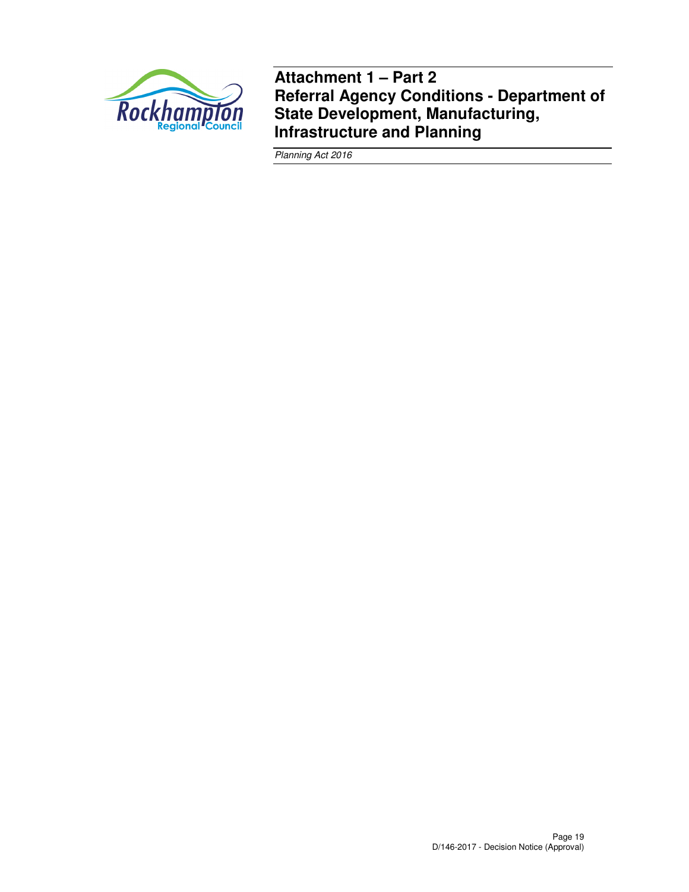# Attachment 1 – Part 2

# Referral Agency Conditions - Department of State Development, Manufacturing, Infrastructure and Planning

*Planning Act 2016*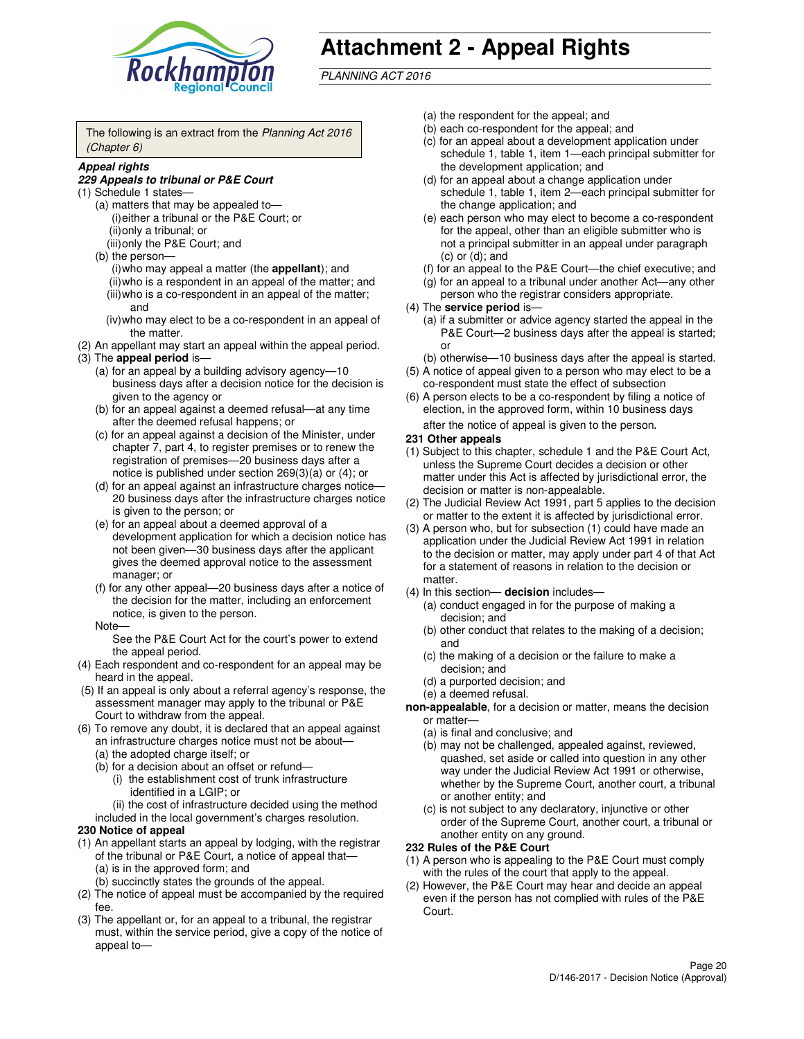# Attachment 2 - Appeal Rights

*PLANNING ACT 2016*

The following is an extract from the *Planning Act 2016 (Chapter 6)*

***Appeal rights***

***229 Appeals to tribunal or P&E Court***

(1) Schedule 1 states—

(a) matters that may be appealed to—

(i) either a tribunal or the P&E Court; or

(ii) only a tribunal; or

(iii) only the P&E Court; and

(b) the person—

(i) who may appeal a matter (the **appellant**); and

(ii) who is a respondent in an appeal of the matter; and

(iii) who is a co-respondent in an appeal of the matter; and

(iv) who may elect to be a co-respondent in an appeal of the matter.

(2) An appellant may start an appeal within the appeal period.

(3) The **appeal period** is—

(a) for an appeal by a building advisory agency—10 business days after a decision notice for the decision is given to the agency or

(b) for an appeal against a deemed refusal—at any time after the deemed refusal happens; or

(c) for an appeal against a decision of the Minister, under chapter 7, part 4, to register premises or to renew the registration of premises—20 business days after a notice is published under section 269(3)(a) or (4); or

(d) for an appeal against an infrastructure charges notice—20 business days after the infrastructure charges notice is given to the person; or

(e) for an appeal about a deemed approval of a development application for which a decision notice has not been given—30 business days after the applicant gives the deemed approval notice to the assessment manager; or

(f) for any other appeal—20 business days after a notice of the decision for the matter, including an enforcement notice, is given to the person.

Note—

See the P&E Court Act for the court's power to extend the appeal period.

(4) Each respondent and co-respondent for an appeal may be heard in the appeal.

(5) If an appeal is only about a referral agency's response, the assessment manager may apply to the tribunal or P&E Court to withdraw from the appeal.

(6) To remove any doubt, it is declared that an appeal against an infrastructure charges notice must not be about—

(a) the adopted charge itself; or

(b) for a decision about an offset or refund—

(i) the establishment cost of trunk infrastructure identified in a LGIP; or

(ii) the cost of infrastructure decided using the method included in the local government's charges resolution.

**230 Notice of appeal**

(1) An appellant starts an appeal by lodging, with the registrar of the tribunal or P&E Court, a notice of appeal that—

(a) is in the approved form; and

(b) succinctly states the grounds of the appeal.

(2) The notice of appeal must be accompanied by the required fee.

(3) The appellant or, for an appeal to a tribunal, the registrar must, within the service period, give a copy of the notice of appeal to—

(a) the respondent for the appeal; and

(b) each co-respondent for the appeal; and

(c) for an appeal about a development application under schedule 1, table 1, item 1—each principal submitter for the development application; and

(d) for an appeal about a change application under schedule 1, table 1, item 2—each principal submitter for the change application; and

(e) each person who may elect to become a co-respondent for the appeal, other than an eligible submitter who is not a principal submitter in an appeal under paragraph (c) or (d); and

(f) for an appeal to the P&E Court—the chief executive; and

(g) for an appeal to a tribunal under another Act—any other person who the registrar considers appropriate.

(4) The **service period** is—

(a) if a submitter or advice agency started the appeal in the P&E Court—2 business days after the appeal is started; or

(b) otherwise—10 business days after the appeal is started.

(5) A notice of appeal given to a person who may elect to be a co-respondent must state the effect of subsection

(6) A person elects to be a co-respondent by filing a notice of election, in the approved form, within 10 business days after the notice of appeal is given to the person.

**231 Other appeals**

(1) Subject to this chapter, schedule 1 and the P&E Court Act, unless the Supreme Court decides a decision or other matter under this Act is affected by jurisdictional error, the decision or matter is non-appealable.

(2) The Judicial Review Act 1991, part 5 applies to the decision or matter to the extent it is affected by jurisdictional error.

(3) A person who, but for subsection (1) could have made an application under the Judicial Review Act 1991 in relation to the decision or matter, may apply under part 4 of that Act for a statement of reasons in relation to the decision or matter.

(4) In this section— **decision** includes—

(a) conduct engaged in for the purpose of making a decision; and

(b) other conduct that relates to the making of a decision; and

(c) the making of a decision or the failure to make a decision; and

(d) a purported decision; and

(e) a deemed refusal.

**non-appealable**, for a decision or matter, means the decision or matter—

(a) is final and conclusive; and

(b) may not be challenged, appealed against, reviewed, quashed, set aside or called into question in any other way under the Judicial Review Act 1991 or otherwise, whether by the Supreme Court, another court, a tribunal or another entity; and

(c) is not subject to any declaratory, injunctive or other order of the Supreme Court, another court, a tribunal or another entity on any ground.

**232 Rules of the P&E Court**

(1) A person who is appealing to the P&E Court must comply with the rules of the court that apply to the appeal.

(2) However, the P&E Court may hear and decide an appeal even if the person has not complied with rules of the P&E Court.

D/146-2017 - Decision Notice (Approval)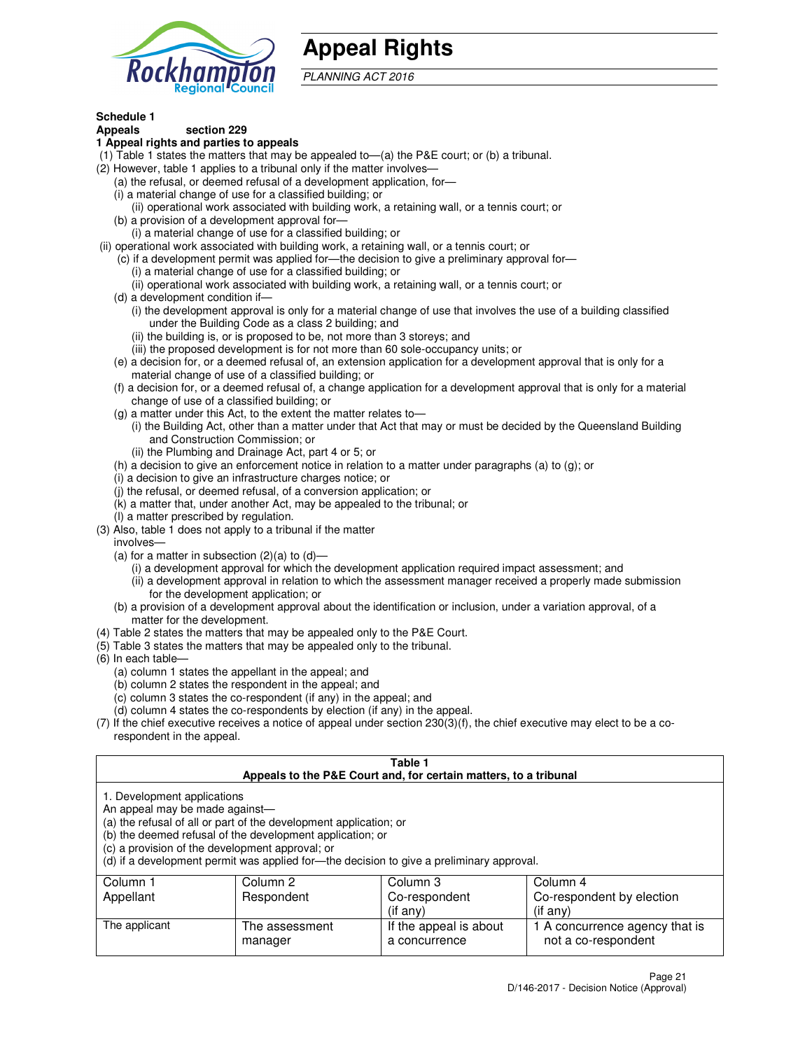# Appeal Rights

*PLANNING ACT 2016*

**Schedule 1**
**Appeals section 229**
**1 Appeal rights and parties to appeals**

(1) Table 1 states the matters that may be appealed to—(a) the P&E court; or (b) a tribunal.

(2) However, table 1 applies to a tribunal only if the matter involves—

(a) the refusal, or deemed refusal of a development application, for—

(i) a material change of use for a classified building; or

(ii) operational work associated with building work, a retaining wall, or a tennis court; or

(b) a provision of a development approval for—

(i) a material change of use for a classified building; or

(ii) operational work associated with building work, a retaining wall, or a tennis court; or

(c) if a development permit was applied for—the decision to give a preliminary approval for—

(i) a material change of use for a classified building; or

(ii) operational work associated with building work, a retaining wall, or a tennis court; or

(d) a development condition if—

(i) the development approval is only for a material change of use that involves the use of a building classified under the Building Code as a class 2 building; and

(ii) the building is, or is proposed to be, not more than 3 storeys; and

(iii) the proposed development is for not more than 60 sole-occupancy units; or

(e) a decision for, or a deemed refusal of, an extension application for a development approval that is only for a material change of use of a classified building; or

(f) a decision for, or a deemed refusal of, a change application for a development approval that is only for a material change of use of a classified building; or

(g) a matter under this Act, to the extent the matter relates to—

(i) the Building Act, other than a matter under that Act that may or must be decided by the Queensland Building and Construction Commission; or

(ii) the Plumbing and Drainage Act, part 4 or 5; or

(h) a decision to give an enforcement notice in relation to a matter under paragraphs (a) to (g); or

(i) a decision to give an infrastructure charges notice; or

(j) the refusal, or deemed refusal, of a conversion application; or

(k) a matter that, under another Act, may be appealed to the tribunal; or

(l) a matter prescribed by regulation.

(3) Also, table 1 does not apply to a tribunal if the matter involves—

(a) for a matter in subsection (2)(a) to (d)—

(i) a development approval for which the development application required impact assessment; and

(ii) a development approval in relation to which the assessment manager received a properly made submission for the development application; or

(b) a provision of a development approval about the identification or inclusion, under a variation approval, of a matter for the development.

(4) Table 2 states the matters that may be appealed only to the P&E Court.

(5) Table 3 states the matters that may be appealed only to the tribunal.

(6) In each table—

(a) column 1 states the appellant in the appeal; and

(b) column 2 states the respondent in the appeal; and

(c) column 3 states the co-respondent (if any) in the appeal; and

(d) column 4 states the co-respondents by election (if any) in the appeal.

(7) If the chief executive receives a notice of appeal under section 230(3)(f), the chief executive may elect to be a co-respondent in the appeal.

**Table 1**
**Appeals to the P&E Court and, for certain matters, to a tribunal**

1. Development applications
An appeal may be made against—
(a) the refusal of all or part of the development application; or
(b) the deemed refusal of the development application; or
(c) a provision of the development approval; or
(d) if a development permit was applied for—the decision to give a preliminary approval.

| Column 1<br>Appellant | Column 2<br>Respondent | Column 3<br>Co-respondent<br>(if any) | Column 4<br>Co-respondent by election<br>(if any) |
|---|---|---|---|
| The applicant | The assessment manager | If the appeal is about a concurrence | 1 A concurrence agency that is not a co-respondent |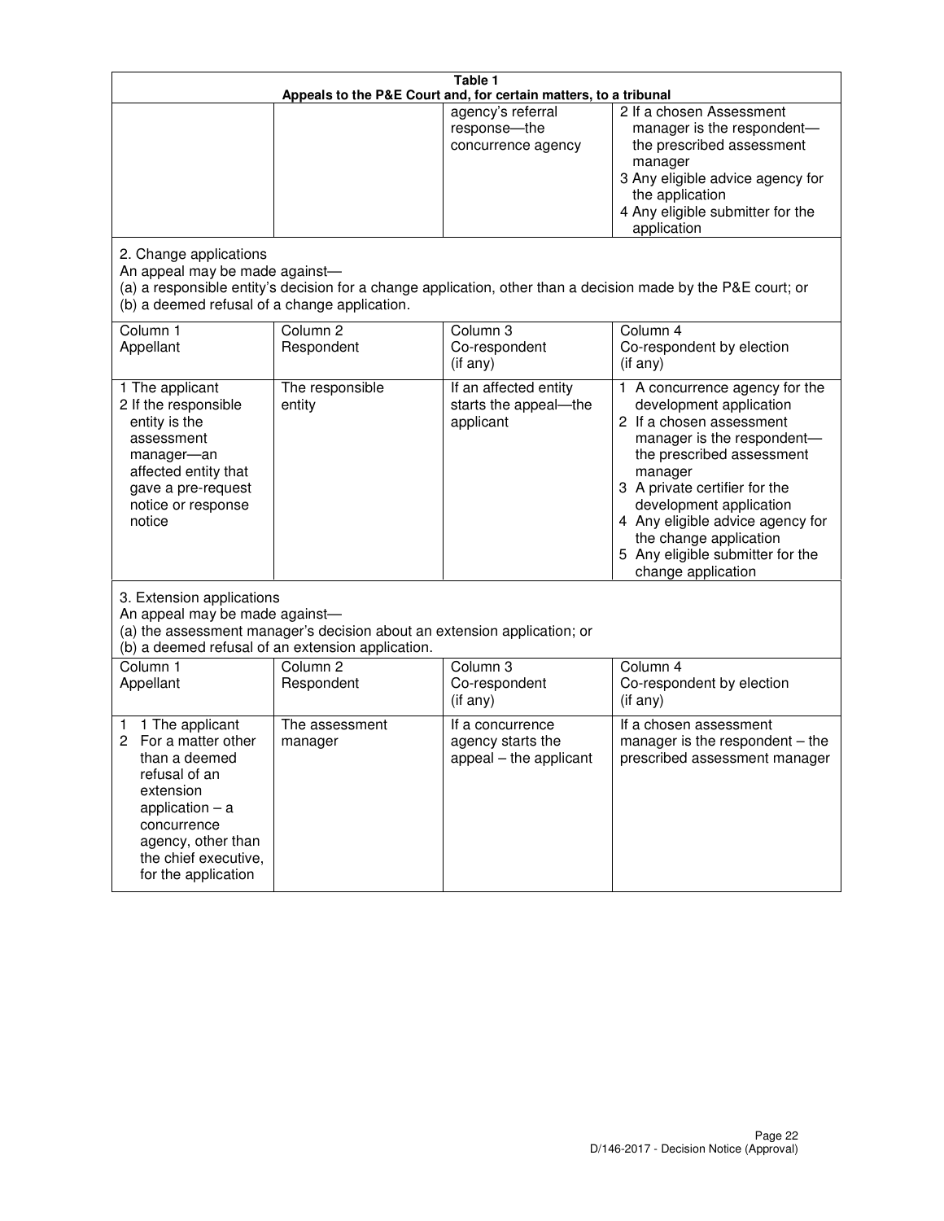| Table 1<br>Appeals to the P&E Court and, for certain matters, to a tribunal | | | |
|---|---|---|---|
| | | agency's referral response—the concurrence agency | 2 If a chosen Assessment manager is the respondent—the prescribed assessment manager<br>3 Any eligible advice agency for the application<br>4 Any eligible submitter for the application |
| 2. Change applications<br>An appeal may be made against—<br>(a) a responsible entity's decision for a change application, other than a decision made by the P&E court; or<br>(b) a deemed refusal of a change application. | | | |
| Column 1<br>Appellant | Column 2<br>Respondent | Column 3<br>Co-respondent<br>(if any) | Column 4<br>Co-respondent by election<br>(if any) |
| 1 The applicant<br>2 If the responsible entity is the assessment manager—an affected entity that gave a pre-request notice or response notice | The responsible entity | If an affected entity starts the appeal—the applicant | 1 A concurrence agency for the development application<br>2 If a chosen assessment manager is the respondent—the prescribed assessment manager<br>3 A private certifier for the development application<br>4 Any eligible advice agency for the change application<br>5 Any eligible submitter for the change application |
| 3. Extension applications<br>An appeal may be made against—<br>(a) the assessment manager's decision about an extension application; or<br>(b) a deemed refusal of an extension application. | | | |
| Column 1<br>Appellant | Column 2<br>Respondent | Column 3<br>Co-respondent<br>(if any) | Column 4<br>Co-respondent by election<br>(if any) |
| 1 1 The applicant<br>2 For a matter other than a deemed refusal of an extension application – a concurrence agency, other than the chief executive, for the application | The assessment manager | If a concurrence agency starts the appeal – the applicant | If a chosen assessment manager is the respondent – the prescribed assessment manager |

D/146-2017 - Decision Notice (Approval)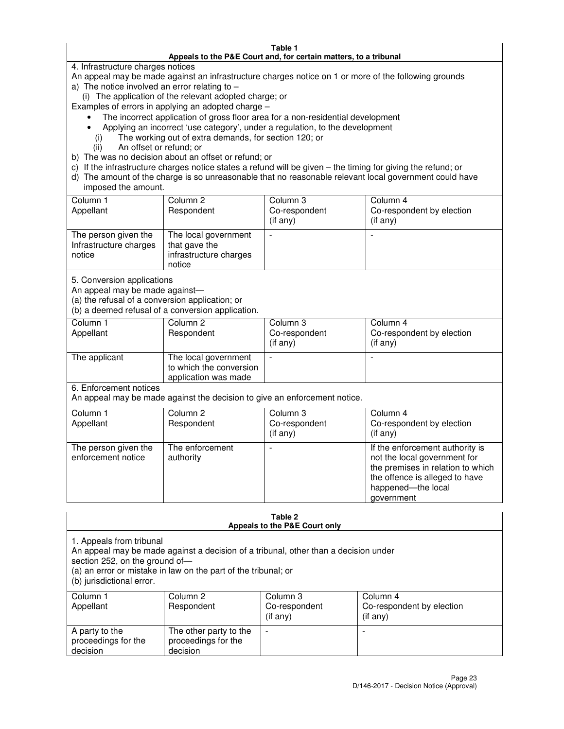**Table 1**
**Appeals to the P&E Court and, for certain matters, to a tribunal**

4. Infrastructure charges notices

An appeal may be made against an infrastructure charges notice on 1 or more of the following grounds

a) The notice involved an error relating to –
   (i) The application of the relevant adopted charge; or

Examples of errors in applying an adopted charge –

- The incorrect application of gross floor area for a non-residential development
- Applying an incorrect 'use category', under a regulation, to the development

   (i) The working out of extra demands, for section 120; or
   (ii) An offset or refund; or

b) The was no decision about an offset or refund; or

c) If the infrastructure charges notice states a refund will be given – the timing for giving the refund; or

d) The amount of the charge is so unreasonable that no reasonable relevant local government could have imposed the amount.

| Column 1 Appellant | Column 2 Respondent | Column 3 Co-respondent (if any) | Column 4 Co-respondent by election (if any) |
|---|---|---|---|
| The person given the Infrastructure charges notice | The local government that gave the infrastructure charges notice | - | - |

5. Conversion applications

An appeal may be made against—

(a) the refusal of a conversion application; or

(b) a deemed refusal of a conversion application.

| Column 1 Appellant | Column 2 Respondent | Column 3 Co-respondent (if any) | Column 4 Co-respondent by election (if any) |
|---|---|---|---|
| The applicant | The local government to which the conversion application was made | - | - |

6. Enforcement notices

An appeal may be made against the decision to give an enforcement notice.

| Column 1 Appellant | Column 2 Respondent | Column 3 Co-respondent (if any) | Column 4 Co-respondent by election (if any) |
|---|---|---|---|
| The person given the enforcement notice | The enforcement authority | - | If the enforcement authority is not the local government for the premises in relation to which the offence is alleged to have happened—the local government |

**Table 2**
**Appeals to the P&E Court only**

1. Appeals from tribunal

An appeal may be made against a decision of a tribunal, other than a decision under section 252, on the ground of—

(a) an error or mistake in law on the part of the tribunal; or

(b) jurisdictional error.

| Column 1 Appellant | Column 2 Respondent | Column 3 Co-respondent (if any) | Column 4 Co-respondent by election (if any) |
|---|---|---|---|
| A party to the proceedings for the decision | The other party to the proceedings for the decision | - | - |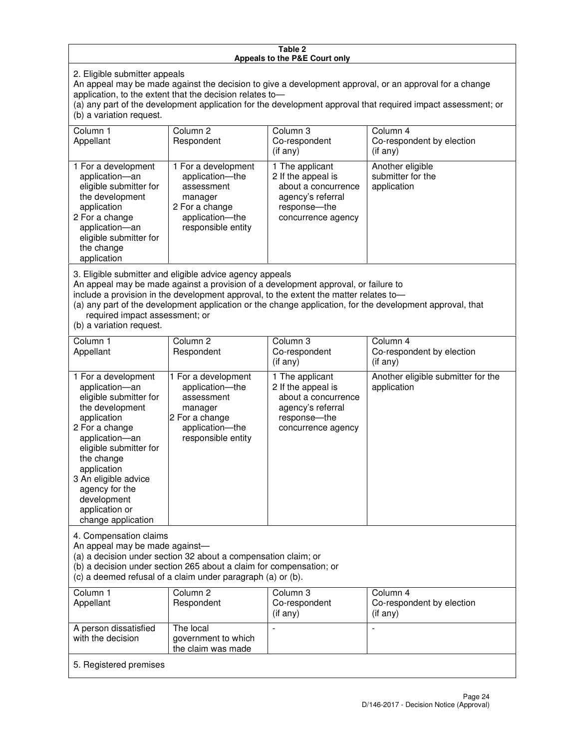**Table 2**
**Appeals to the P&E Court only**

2. Eligible submitter appeals

An appeal may be made against the decision to give a development approval, or an approval for a change application, to the extent that the decision relates to—

(a) any part of the development application for the development approval that required impact assessment; or

(b) a variation request.

| Column 1<br>Appellant | Column 2<br>Respondent | Column 3<br>Co-respondent<br>(if any) | Column 4<br>Co-respondent by election<br>(if any) |
|---|---|---|---|
| 1 For a development application—an eligible submitter for the development application<br>2 For a change application—an eligible submitter for the change application | 1 For a development application—the assessment manager<br>2 For a change application—the responsible entity | 1 The applicant<br>2 If the appeal is about a concurrence agency's referral response—the concurrence agency | Another eligible submitter for the application |

3. Eligible submitter and eligible advice agency appeals

An appeal may be made against a provision of a development approval, or failure to include a provision in the development approval, to the extent the matter relates to—

(a) any part of the development application or the change application, for the development approval, that required impact assessment; or

(b) a variation request.

| Column 1<br>Appellant | Column 2<br>Respondent | Column 3<br>Co-respondent<br>(if any) | Column 4<br>Co-respondent by election<br>(if any) |
|---|---|---|---|
| 1 For a development application—an eligible submitter for the development application<br>2 For a change application—an eligible submitter for the change application<br>3 An eligible advice agency for the development application or change application | 1 For a development application—the assessment manager<br>2 For a change application—the responsible entity | 1 The applicant<br>2 If the appeal is about a concurrence agency's referral response—the concurrence agency | Another eligible submitter for the application |

4. Compensation claims

An appeal may be made against—

(a) a decision under section 32 about a compensation claim; or

(b) a decision under section 265 about a claim for compensation; or

(c) a deemed refusal of a claim under paragraph (a) or (b).

| Column 1<br>Appellant | Column 2<br>Respondent | Column 3<br>Co-respondent<br>(if any) | Column 4<br>Co-respondent by election<br>(if any) |
|---|---|---|---|
| A person dissatisfied with the decision | The local government to which the claim was made | - | - |

5. Registered premises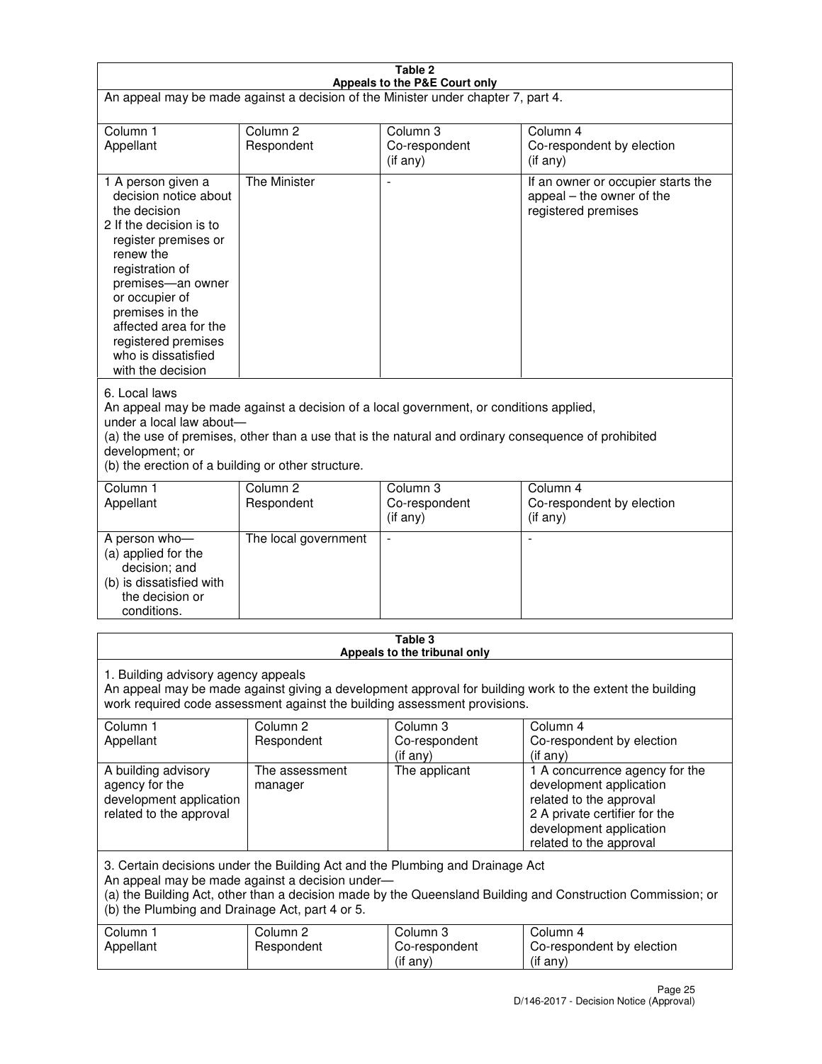**Table 2**
**Appeals to the P&E Court only**

An appeal may be made against a decision of the Minister under chapter 7, part 4.

| Column 1<br>Appellant | Column 2<br>Respondent | Column 3<br>Co-respondent<br>(if any) | Column 4<br>Co-respondent by election<br>(if any) |
|---|---|---|---|
| 1 A person given a decision notice about the decision<br>2 If the decision is to register premises or renew the registration of premises—an owner or occupier of premises in the affected area for the registered premises who is dissatisfied with the decision | The Minister | - | If an owner or occupier starts the appeal – the owner of the registered premises |

6. Local laws

An appeal may be made against a decision of a local government, or conditions applied, under a local law about—

(a) the use of premises, other than a use that is the natural and ordinary consequence of prohibited development; or

(b) the erection of a building or other structure.

| Column 1<br>Appellant | Column 2<br>Respondent | Column 3<br>Co-respondent<br>(if any) | Column 4<br>Co-respondent by election<br>(if any) |
|---|---|---|---|
| A person who—<br>(a) applied for the decision; and<br>(b) is dissatisfied with the decision or conditions. | The local government | - | - |

**Table 3**
**Appeals to the tribunal only**

1. Building advisory agency appeals

An appeal may be made against giving a development approval for building work to the extent the building work required code assessment against the building assessment provisions.

| Column 1<br>Appellant | Column 2<br>Respondent | Column 3<br>Co-respondent<br>(if any) | Column 4<br>Co-respondent by election<br>(if any) |
|---|---|---|---|
| A building advisory agency for the development application related to the approval | The assessment manager | The applicant | 1 A concurrence agency for the development application related to the approval<br>2 A private certifier for the development application related to the approval |

3. Certain decisions under the Building Act and the Plumbing and Drainage Act

An appeal may be made against a decision under—

(a) the Building Act, other than a decision made by the Queensland Building and Construction Commission; or

(b) the Plumbing and Drainage Act, part 4 or 5.

| Column 1<br>Appellant | Column 2<br>Respondent | Column 3<br>Co-respondent<br>(if any) | Column 4<br>Co-respondent by election<br>(if any) |
|---|---|---|---|

D/146-2017 - Decision Notice (Approval)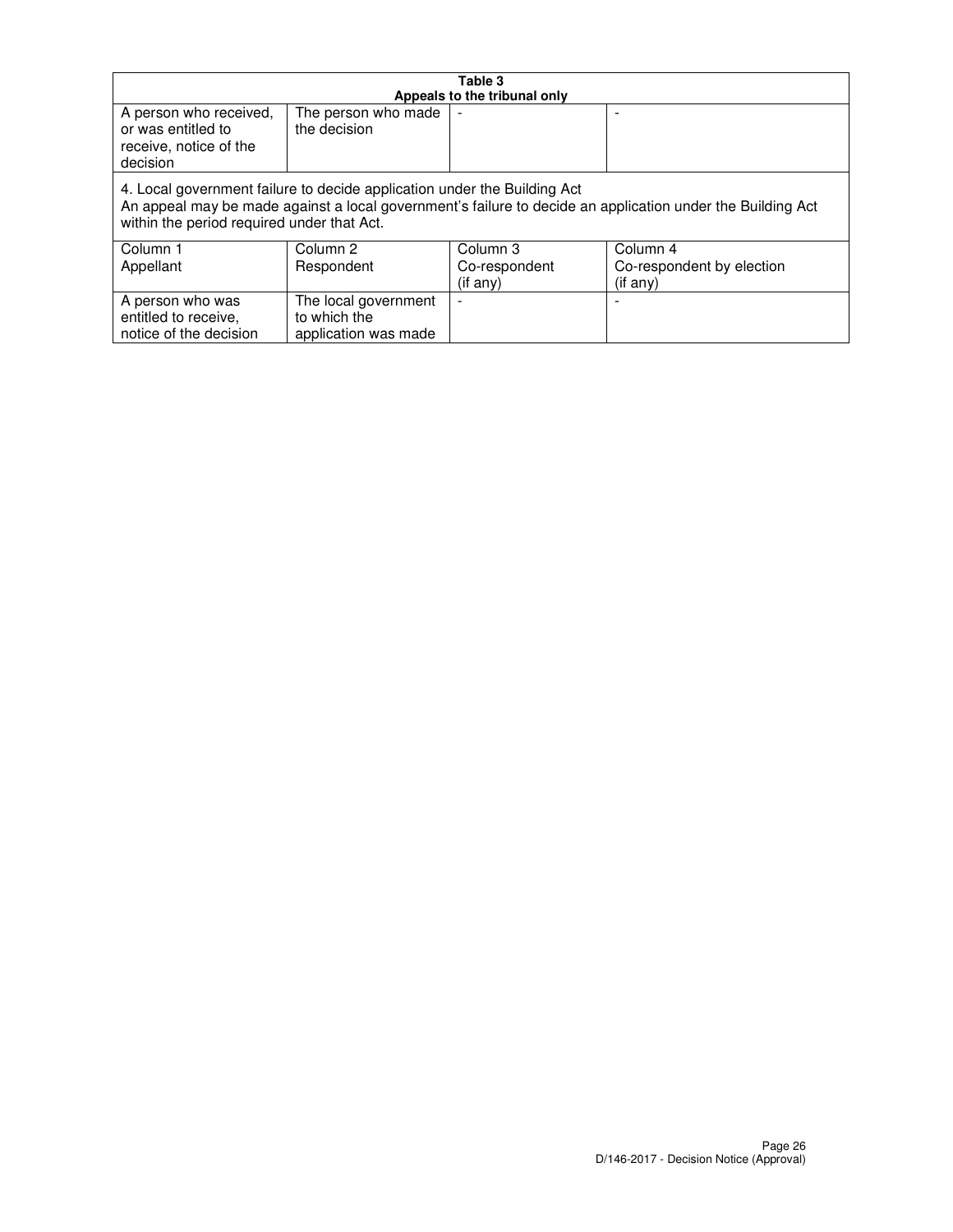**Table 3**
**Appeals to the tribunal only**

| | | | |
|---|---|---|---|
| A person who received, or was entitled to receive, notice of the decision | The person who made the decision | - | - |

4. Local government failure to decide application under the Building Act
An appeal may be made against a local government's failure to decide an application under the Building Act within the period required under that Act.

| Column 1<br>Appellant | Column 2<br>Respondent | Column 3<br>Co-respondent<br>(if any) | Column 4<br>Co-respondent by election<br>(if any) |
|---|---|---|---|
| A person who was entitled to receive, notice of the decision | The local government to which the application was made | - | - |